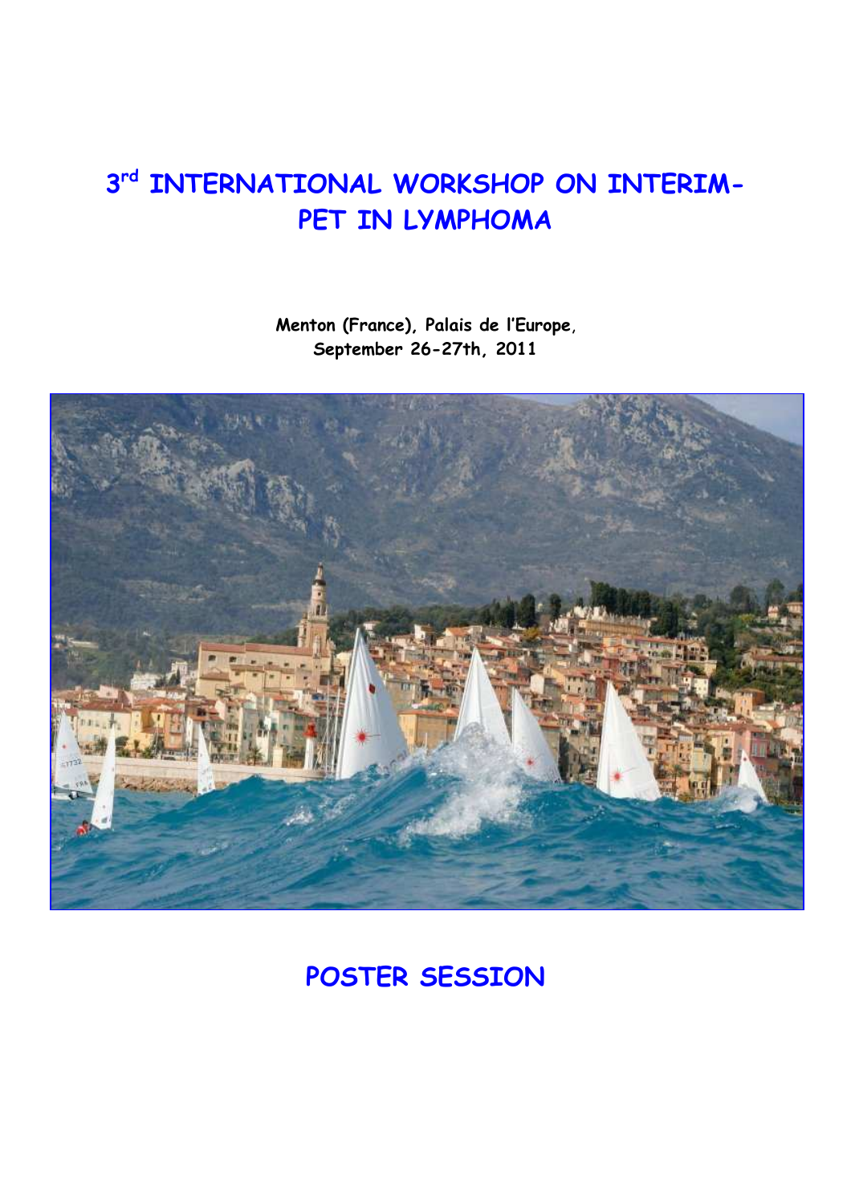# 3rd INTERNATIONAL WORKSHOP ON INTERIM-PET IN LYMPHOMA

**Menton (France), Palais de l'Europe, September 26-27th, 2011**

## POSTER SESSION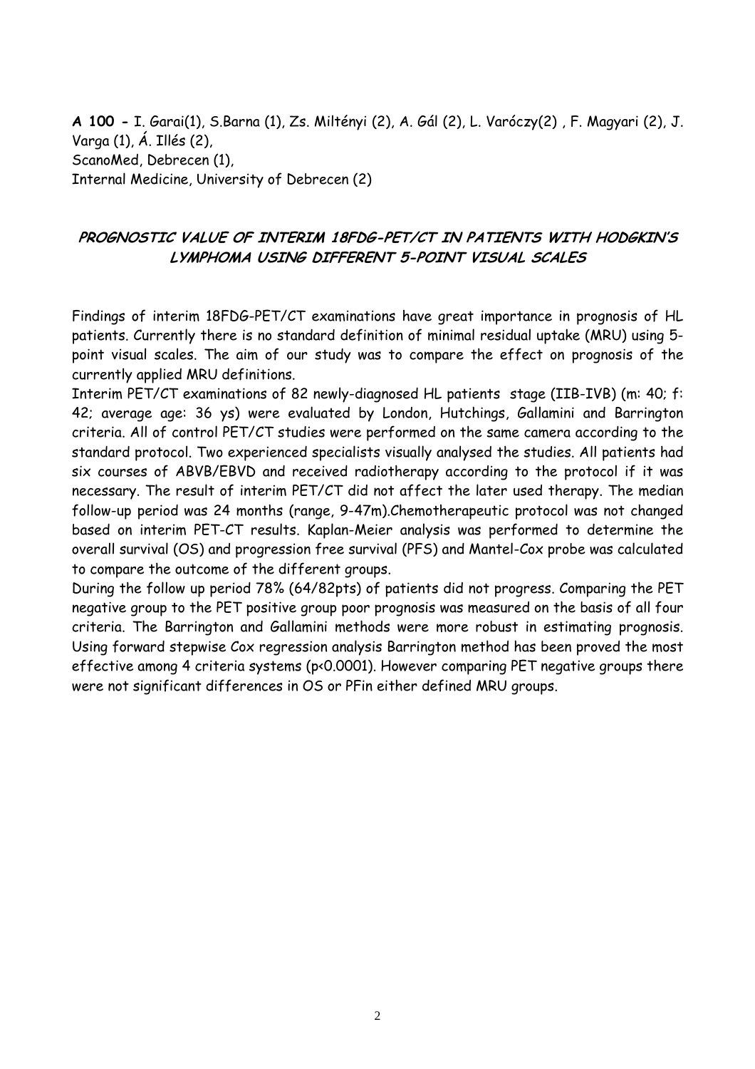**A 100 -** I. Garai(1), S.Barna (1), Zs. Miltényi (2), A. Gál (2), L. Varóczy(2) , F. Magyari (2), J. Varga (1), Á. Illés (2),
ScanoMed, Debrecen (1),
Internal Medicine, University of Debrecen (2)

## ***PROGNOSTIC VALUE OF INTERIM 18FDG-PET/CT IN PATIENTS WITH HODGKIN'S LYMPHOMA USING DIFFERENT 5-POINT VISUAL SCALES***

Findings of interim 18FDG-PET/CT examinations have great importance in prognosis of HL patients. Currently there is no standard definition of minimal residual uptake (MRU) using 5-point visual scales. The aim of our study was to compare the effect on prognosis of the currently applied MRU definitions.

Interim PET/CT examinations of 82 newly-diagnosed HL patients stage (IIB-IVB) (m: 40; f: 42; average age: 36 ys) were evaluated by London, Hutchings, Gallamini and Barrington criteria. All of control PET/CT studies were performed on the same camera according to the standard protocol. Two experienced specialists visually analysed the studies. All patients had six courses of ABVB/EBVD and received radiotherapy according to the protocol if it was necessary. The result of interim PET/CT did not affect the later used therapy. The median follow-up period was 24 months (range, 9-47m).Chemotherapeutic protocol was not changed based on interim PET-CT results. Kaplan-Meier analysis was performed to determine the overall survival (OS) and progression free survival (PFS) and Mantel-Cox probe was calculated to compare the outcome of the different groups.

During the follow up period 78% (64/82pts) of patients did not progress. Comparing the PET negative group to the PET positive group poor prognosis was measured on the basis of all four criteria. The Barrington and Gallamini methods were more robust in estimating prognosis. Using forward stepwise Cox regression analysis Barrington method has been proved the most effective among 4 criteria systems ($p<0.0001$). However comparing PET negative groups there were not significant differences in OS or PFin either defined MRU groups.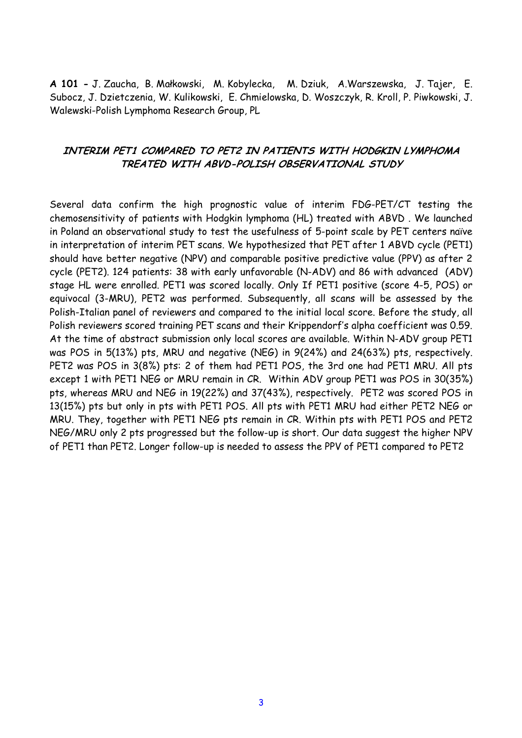**A 101 -** J. Zaucha, B. Małkowski, M. Kobylecka, M. Dziuk, A.Warszewska, J. Tajer, E. Subocz, J. Dzietczenia, W. Kulikowski, E. Chmielowska, D. Woszczyk, R. Kroll, P. Piwkowski, J. Walewski-Polish Lymphoma Research Group, PL

## *INTERIM PET1 COMPARED TO PET2 IN PATIENTS WITH HODGKIN LYMPHOMA TREATED WITH ABVD-POLISH OBSERVATIONAL STUDY*

Several data confirm the high prognostic value of interim FDG-PET/CT testing the chemosensitivity of patients with Hodgkin lymphoma (HL) treated with ABVD . We launched in Poland an observational study to test the usefulness of 5-point scale by PET centers naïve in interpretation of interim PET scans. We hypothesized that PET after 1 ABVD cycle (PET1) should have better negative (NPV) and comparable positive predictive value (PPV) as after 2 cycle (PET2). 124 patients: 38 with early unfavorable (N-ADV) and 86 with advanced (ADV) stage HL were enrolled. PET1 was scored locally. Only If PET1 positive (score 4-5, POS) or equivocal (3-MRU), PET2 was performed. Subsequently, all scans will be assessed by the Polish-Italian panel of reviewers and compared to the initial local score. Before the study, all Polish reviewers scored training PET scans and their Krippendorf's alpha coefficient was 0.59. At the time of abstract submission only local scores are available. Within N-ADV group PET1 was POS in 5(13%) pts, MRU and negative (NEG) in 9(24%) and 24(63%) pts, respectively. PET2 was POS in 3(8%) pts: 2 of them had PET1 POS, the 3rd one had PET1 MRU. All pts except 1 with PET1 NEG or MRU remain in CR. Within ADV group PET1 was POS in 30(35%) pts, whereas MRU and NEG in 19(22%) and 37(43%), respectively. PET2 was scored POS in 13(15%) pts but only in pts with PET1 POS. All pts with PET1 MRU had either PET2 NEG or MRU. They, together with PET1 NEG pts remain in CR. Within pts with PET1 POS and PET2 NEG/MRU only 2 pts progressed but the follow-up is short. Our data suggest the higher NPV of PET1 than PET2. Longer follow-up is needed to assess the PPV of PET1 compared to PET2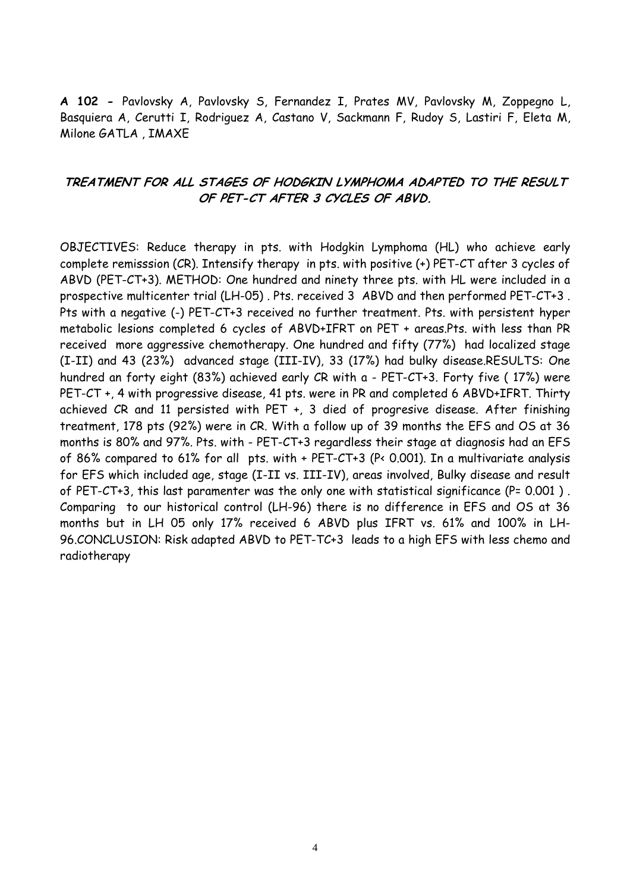**A 102 -** Pavlovsky A, Pavlovsky S, Fernandez I, Prates MV, Pavlovsky M, Zoppegno L, Basquiera A, Cerutti I, Rodriguez A, Castano V, Sackmann F, Rudoy S, Lastiri F, Eleta M, Milone GATLA , IMAXE

## ***TREATMENT FOR ALL STAGES OF HODGKIN LYMPHOMA ADAPTED TO THE RESULT OF PET-CT AFTER 3 CYCLES OF ABVD.***

OBJECTIVES: Reduce therapy in pts. with Hodgkin Lymphoma (HL) who achieve early complete remisssion (CR). Intensify therapy in pts. with positive (+) PET-CT after 3 cycles of ABVD (PET-CT+3). METHOD: One hundred and ninety three pts. with HL were included in a prospective multicenter trial (LH-05) . Pts. received 3 ABVD and then performed PET-CT+3 . Pts with a negative (-) PET-CT+3 received no further treatment. Pts. with persistent hyper metabolic lesions completed 6 cycles of ABVD+IFRT on PET + areas.Pts. with less than PR received more aggressive chemotherapy. One hundred and fifty (77%) had localized stage (I-II) and 43 (23%) advanced stage (III-IV), 33 (17%) had bulky disease.RESULTS: One hundred an forty eight (83%) achieved early CR with a - PET-CT+3. Forty five ( 17%) were PET-CT +, 4 with progressive disease, 41 pts. were in PR and completed 6 ABVD+IFRT. Thirty achieved CR and 11 persisted with PET +, 3 died of progresive disease. After finishing treatment, 178 pts (92%) were in CR. With a follow up of 39 months the EFS and OS at 36 months is 80% and 97%. Pts. with - PET-CT+3 regardless their stage at diagnosis had an EFS of 86% compared to 61% for all pts. with + PET-CT+3 (P< 0.001). In a multivariate analysis for EFS which included age, stage (I-II vs. III-IV), areas involved, Bulky disease and result of PET-CT+3, this last paramenter was the only one with statistical significance (P= 0.001 ) . Comparing to our historical control (LH-96) there is no difference in EFS and OS at 36 months but in LH 05 only 17% received 6 ABVD plus IFRT vs. 61% and 100% in LH-96.CONCLUSION: Risk adapted ABVD to PET-TC+3 leads to a high EFS with less chemo and radiotherapy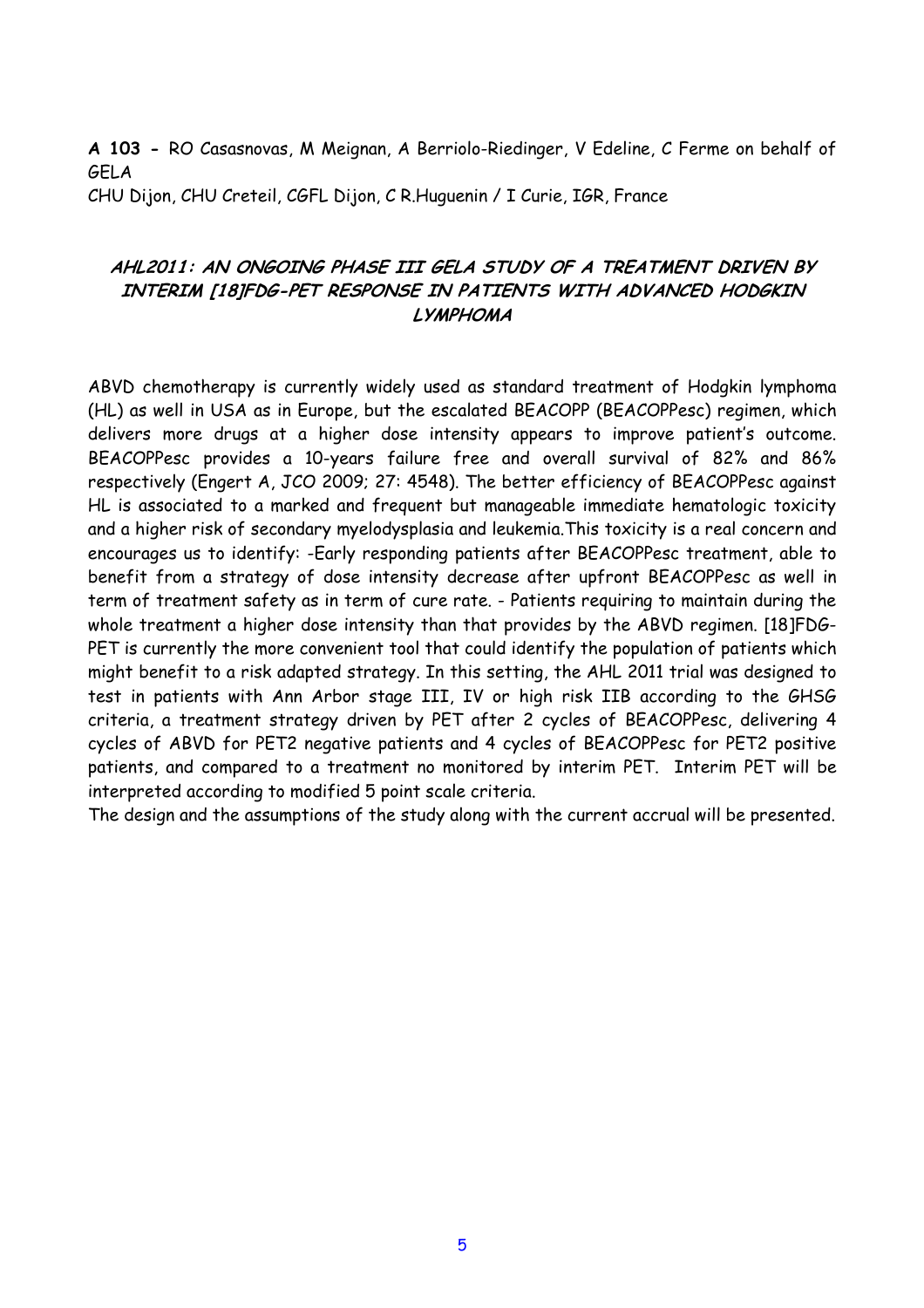**A 103 -** RO Casasnovas, M Meignan, A Berriolo-Riedinger, V Edeline, C Ferme on behalf of GELA

CHU Dijon, CHU Creteil, CGFL Dijon, C R.Huguenin / I Curie, IGR, France

## ***AHL2011: AN ONGOING PHASE III GELA STUDY OF A TREATMENT DRIVEN BY INTERIM [18]FDG-PET RESPONSE IN PATIENTS WITH ADVANCED HODGKIN LYMPHOMA***

ABVD chemotherapy is currently widely used as standard treatment of Hodgkin lymphoma (HL) as well in USA as in Europe, but the escalated BEACOPP (BEACOPPesc) regimen, which delivers more drugs at a higher dose intensity appears to improve patient's outcome. BEACOPPesc provides a 10-years failure free and overall survival of 82% and 86% respectively (Engert A, JCO 2009; 27: 4548). The better efficiency of BEACOPPesc against HL is associated to a marked and frequent but manageable immediate hematologic toxicity and a higher risk of secondary myelodysplasia and leukemia.This toxicity is a real concern and encourages us to identify: -Early responding patients after BEACOPPesc treatment, able to benefit from a strategy of dose intensity decrease after upfront BEACOPPesc as well in term of treatment safety as in term of cure rate. - Patients requiring to maintain during the whole treatment a higher dose intensity than that provides by the ABVD regimen. [18]FDG-PET is currently the more convenient tool that could identify the population of patients which might benefit to a risk adapted strategy. In this setting, the AHL 2011 trial was designed to test in patients with Ann Arbor stage III, IV or high risk IIB according to the GHSG criteria, a treatment strategy driven by PET after 2 cycles of BEACOPPesc, delivering 4 cycles of ABVD for PET2 negative patients and 4 cycles of BEACOPPesc for PET2 positive patients, and compared to a treatment no monitored by interim PET. Interim PET will be interpreted according to modified 5 point scale criteria.

The design and the assumptions of the study along with the current accrual will be presented.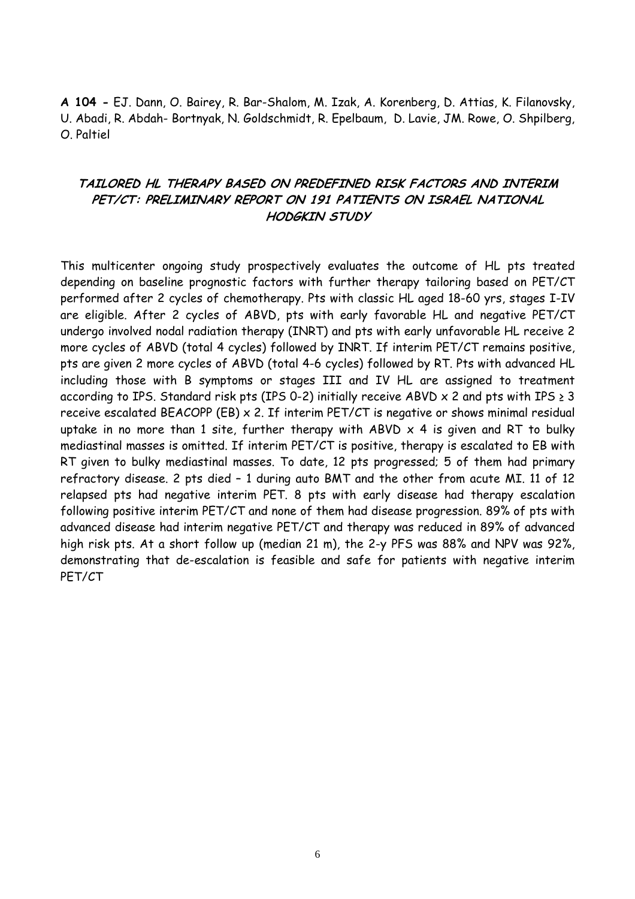**A 104 -** EJ. Dann, O. Bairey, R. Bar-Shalom, M. Izak, A. Korenberg, D. Attias, K. Filanovsky, U. Abadi, R. Abdah- Bortnyak, N. Goldschmidt, R. Epelbaum, D. Lavie, JM. Rowe, O. Shpilberg, O. Paltiel

## TAILORED HL THERAPY BASED ON PREDEFINED RISK FACTORS AND INTERIM PET/CT: PRELIMINARY REPORT ON 191 PATIENTS ON ISRAEL NATIONAL HODGKIN STUDY

This multicenter ongoing study prospectively evaluates the outcome of HL pts treated depending on baseline prognostic factors with further therapy tailoring based on PET/CT performed after 2 cycles of chemotherapy. Pts with classic HL aged 18-60 yrs, stages I-IV are eligible. After 2 cycles of ABVD, pts with early favorable HL and negative PET/CT undergo involved nodal radiation therapy (INRT) and pts with early unfavorable HL receive 2 more cycles of ABVD (total 4 cycles) followed by INRT. If interim PET/CT remains positive, pts are given 2 more cycles of ABVD (total 4-6 cycles) followed by RT. Pts with advanced HL including those with B symptoms or stages III and IV HL are assigned to treatment according to IPS. Standard risk pts (IPS 0-2) initially receive ABVD x 2 and pts with IPS ≥ 3 receive escalated BEACOPP (EB) x 2. If interim PET/CT is negative or shows minimal residual uptake in no more than 1 site, further therapy with ABVD x 4 is given and RT to bulky mediastinal masses is omitted. If interim PET/CT is positive, therapy is escalated to EB with RT given to bulky mediastinal masses. To date, 12 pts progressed; 5 of them had primary refractory disease. 2 pts died – 1 during auto BMT and the other from acute MI. 11 of 12 relapsed pts had negative interim PET. 8 pts with early disease had therapy escalation following positive interim PET/CT and none of them had disease progression. 89% of pts with advanced disease had interim negative PET/CT and therapy was reduced in 89% of advanced high risk pts. At a short follow up (median 21 m), the 2-y PFS was 88% and NPV was 92%, demonstrating that de-escalation is feasible and safe for patients with negative interim PET/CT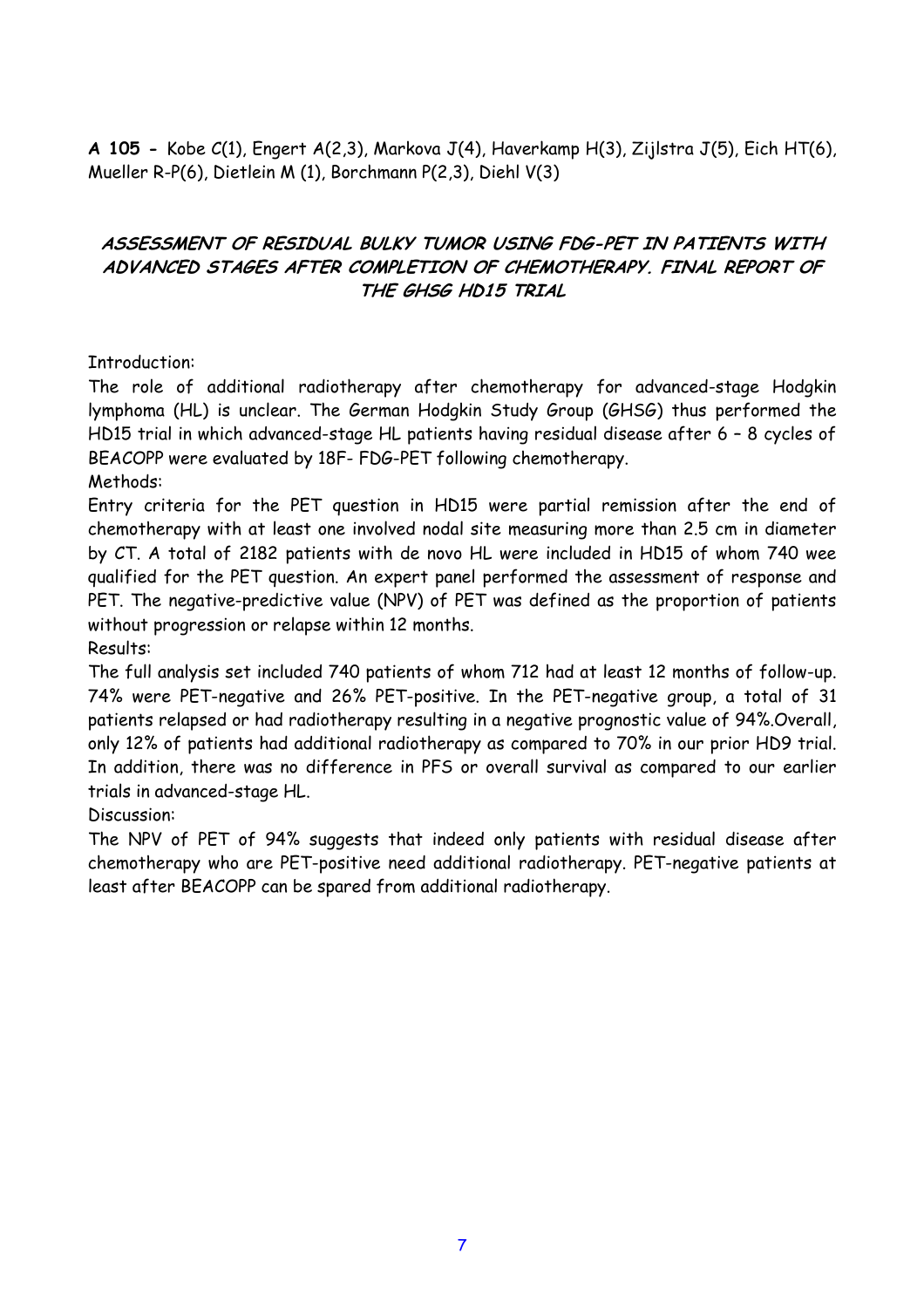**A 105 -** Kobe C(1), Engert A(2,3), Markova J(4), Haverkamp H(3), Zijlstra J(5), Eich HT(6), Mueller R-P(6), Dietlein M (1), Borchmann P(2,3), Diehl V(3)

## ASSESSMENT OF RESIDUAL BULKY TUMOR USING FDG-PET IN PATIENTS WITH ADVANCED STAGES AFTER COMPLETION OF CHEMOTHERAPY. FINAL REPORT OF THE GHSG HD15 TRIAL

Introduction:

The role of additional radiotherapy after chemotherapy for advanced-stage Hodgkin lymphoma (HL) is unclear. The German Hodgkin Study Group (GHSG) thus performed the HD15 trial in which advanced-stage HL patients having residual disease after 6 – 8 cycles of BEACOPP were evaluated by 18F- FDG-PET following chemotherapy.

Methods:

Entry criteria for the PET question in HD15 were partial remission after the end of chemotherapy with at least one involved nodal site measuring more than 2.5 cm in diameter by CT. A total of 2182 patients with de novo HL were included in HD15 of whom 740 wee qualified for the PET question. An expert panel performed the assessment of response and PET. The negative-predictive value (NPV) of PET was defined as the proportion of patients without progression or relapse within 12 months.

Results:

The full analysis set included 740 patients of whom 712 had at least 12 months of follow-up. 74% were PET-negative and 26% PET-positive. In the PET-negative group, a total of 31 patients relapsed or had radiotherapy resulting in a negative prognostic value of 94%.Overall, only 12% of patients had additional radiotherapy as compared to 70% in our prior HD9 trial. In addition, there was no difference in PFS or overall survival as compared to our earlier trials in advanced-stage HL.

Discussion:

The NPV of PET of 94% suggests that indeed only patients with residual disease after chemotherapy who are PET-positive need additional radiotherapy. PET-negative patients at least after BEACOPP can be spared from additional radiotherapy.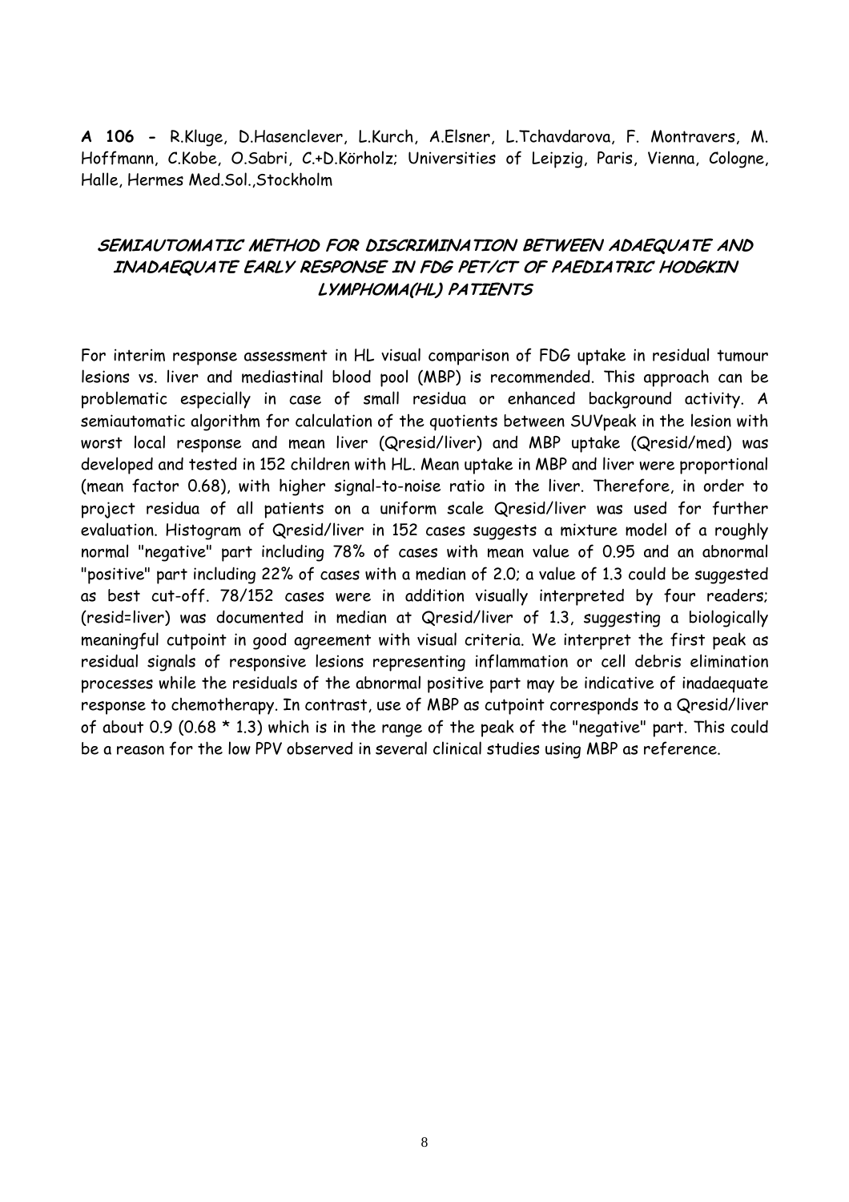**A 106 -** R.Kluge, D.Hasenclever, L.Kurch, A.Elsner, L.Tchavdarova, F. Montravers, M. Hoffmann, C.Kobe, O.Sabri, C.+D.Körholz; Universities of Leipzig, Paris, Vienna, Cologne, Halle, Hermes Med.Sol.,Stockholm

## *SEMIAUTOMATIC METHOD FOR DISCRIMINATION BETWEEN ADAEQUATE AND INADAEQUATE EARLY RESPONSE IN FDG PET/CT OF PAEDIATRIC HODGKIN LYMPHOMA(HL) PATIENTS*

For interim response assessment in HL visual comparison of FDG uptake in residual tumour lesions vs. liver and mediastinal blood pool (MBP) is recommended. This approach can be problematic especially in case of small residua or enhanced background activity. A semiautomatic algorithm for calculation of the quotients between SUVpeak in the lesion with worst local response and mean liver (Qresid/liver) and MBP uptake (Qresid/med) was developed and tested in 152 children with HL. Mean uptake in MBP and liver were proportional (mean factor 0.68), with higher signal-to-noise ratio in the liver. Therefore, in order to project residua of all patients on a uniform scale Qresid/liver was used for further evaluation. Histogram of Qresid/liver in 152 cases suggests a mixture model of a roughly normal "negative" part including 78% of cases with mean value of 0.95 and an abnormal "positive" part including 22% of cases with a median of 2.0; a value of 1.3 could be suggested as best cut-off. 78/152 cases were in addition visually interpreted by four readers; (resid=liver) was documented in median at Qresid/liver of 1.3, suggesting a biologically meaningful cutpoint in good agreement with visual criteria. We interpret the first peak as residual signals of responsive lesions representing inflammation or cell debris elimination processes while the residuals of the abnormal positive part may be indicative of inadaequate response to chemotherapy. In contrast, use of MBP as cutpoint corresponds to a Qresid/liver of about 0.9 (0.68 * 1.3) which is in the range of the peak of the "negative" part. This could be a reason for the low PPV observed in several clinical studies using MBP as reference.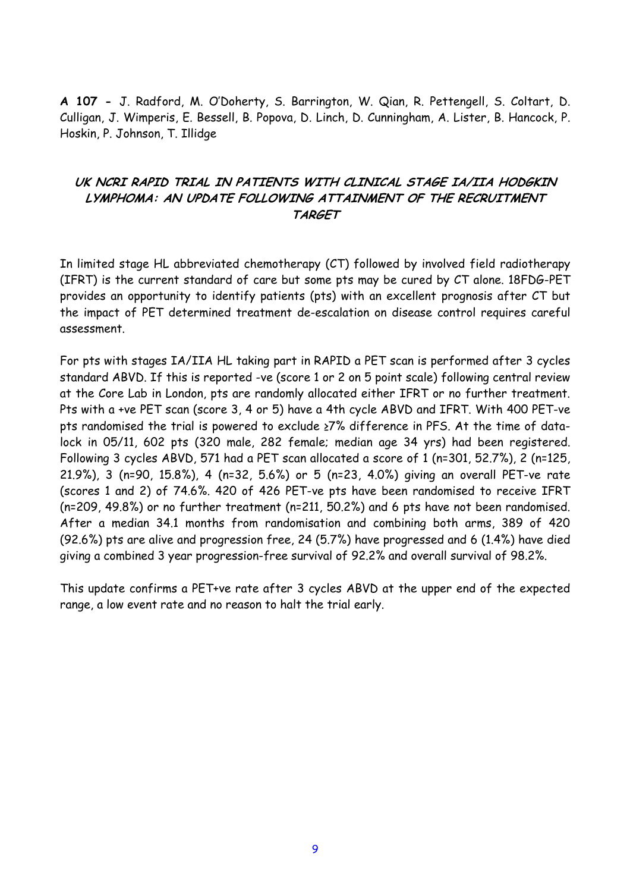**A 107 -** J. Radford, M. O'Doherty, S. Barrington, W. Qian, R. Pettengell, S. Coltart, D. Culligan, J. Wimperis, E. Bessell, B. Popova, D. Linch, D. Cunningham, A. Lister, B. Hancock, P. Hoskin, P. Johnson, T. Illidge

## *UK NCRI RAPID TRIAL IN PATIENTS WITH CLINICAL STAGE IA/IIA HODGKIN LYMPHOMA: AN UPDATE FOLLOWING ATTAINMENT OF THE RECRUITMENT TARGET*

In limited stage HL abbreviated chemotherapy (CT) followed by involved field radiotherapy (IFRT) is the current standard of care but some pts may be cured by CT alone. 18FDG-PET provides an opportunity to identify patients (pts) with an excellent prognosis after CT but the impact of PET determined treatment de-escalation on disease control requires careful assessment.

For pts with stages IA/IIA HL taking part in RAPID a PET scan is performed after 3 cycles standard ABVD. If this is reported -ve (score 1 or 2 on 5 point scale) following central review at the Core Lab in London, pts are randomly allocated either IFRT or no further treatment. Pts with a +ve PET scan (score 3, 4 or 5) have a 4th cycle ABVD and IFRT. With 400 PET-ve pts randomised the trial is powered to exclude ≥7% difference in PFS. At the time of data-lock in 05/11, 602 pts (320 male, 282 female; median age 34 yrs) had been registered. Following 3 cycles ABVD, 571 had a PET scan allocated a score of 1 (n=301, 52.7%), 2 (n=125, 21.9%), 3 (n=90, 15.8%), 4 (n=32, 5.6%) or 5 (n=23, 4.0%) giving an overall PET-ve rate (scores 1 and 2) of 74.6%. 420 of 426 PET-ve pts have been randomised to receive IFRT (n=209, 49.8%) or no further treatment (n=211, 50.2%) and 6 pts have not been randomised. After a median 34.1 months from randomisation and combining both arms, 389 of 420 (92.6%) pts are alive and progression free, 24 (5.7%) have progressed and 6 (1.4%) have died giving a combined 3 year progression-free survival of 92.2% and overall survival of 98.2%.

This update confirms a PET+ve rate after 3 cycles ABVD at the upper end of the expected range, a low event rate and no reason to halt the trial early.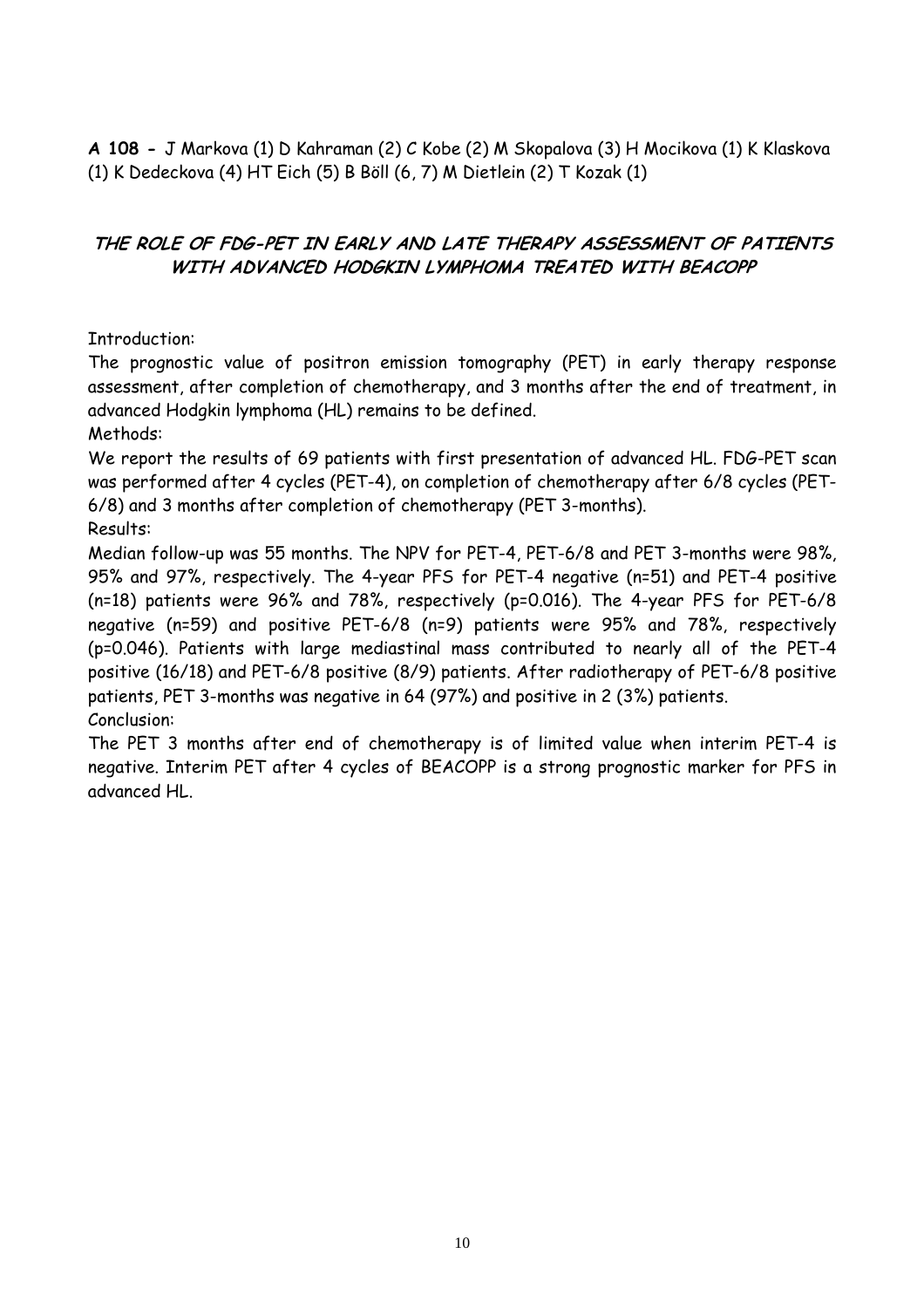**A 108 -** J Markova (1) D Kahraman (2) C Kobe (2) M Skopalova (3) H Mocikova (1) K Klaskova (1) K Dedeckova (4) HT Eich (5) B Böll (6, 7) M Dietlein (2) T Kozak (1)

## ***THE ROLE OF FDG-PET IN EARLY AND LATE THERAPY ASSESSMENT OF PATIENTS WITH ADVANCED HODGKIN LYMPHOMA TREATED WITH BEACOPP***

Introduction:

The prognostic value of positron emission tomography (PET) in early therapy response assessment, after completion of chemotherapy, and 3 months after the end of treatment, in advanced Hodgkin lymphoma (HL) remains to be defined.

Methods:

We report the results of 69 patients with first presentation of advanced HL. FDG-PET scan was performed after 4 cycles (PET-4), on completion of chemotherapy after 6/8 cycles (PET-6/8) and 3 months after completion of chemotherapy (PET 3-months).

Results:

Median follow-up was 55 months. The NPV for PET-4, PET-6/8 and PET 3-months were 98%, 95% and 97%, respectively. The 4-year PFS for PET-4 negative (n=51) and PET-4 positive (n=18) patients were 96% and 78%, respectively (p=0.016). The 4-year PFS for PET-6/8 negative (n=59) and positive PET-6/8 (n=9) patients were 95% and 78%, respectively (p=0.046). Patients with large mediastinal mass contributed to nearly all of the PET-4 positive (16/18) and PET-6/8 positive (8/9) patients. After radiotherapy of PET-6/8 positive patients, PET 3-months was negative in 64 (97%) and positive in 2 (3%) patients.

Conclusion:

The PET 3 months after end of chemotherapy is of limited value when interim PET-4 is negative. Interim PET after 4 cycles of BEACOPP is a strong prognostic marker for PFS in advanced HL.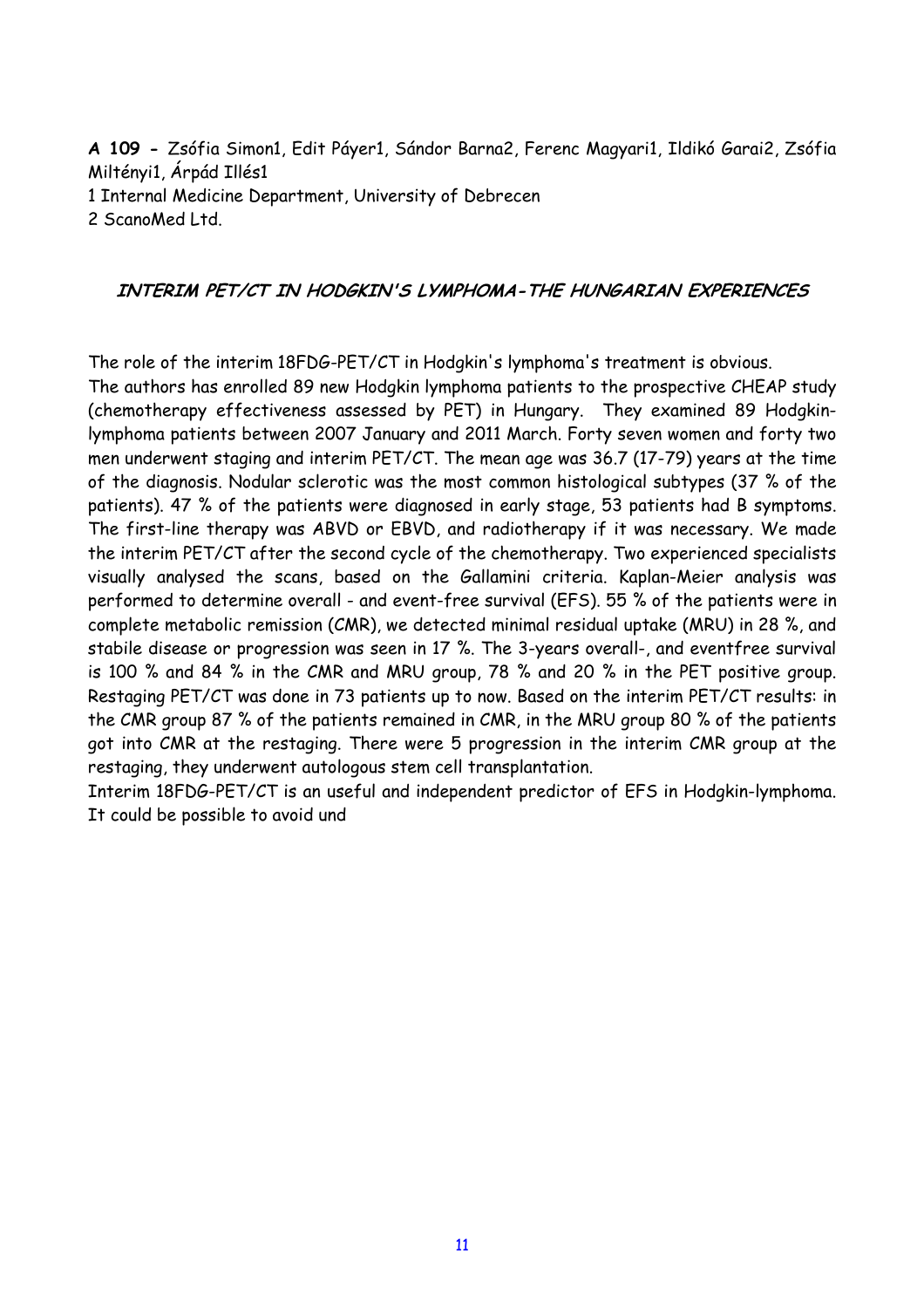**A 109 -** Zsófia Simon[1], Edit Páyer[1], Sándor Barna[2], Ferenc Magyari[1], Ildikó Garai[2], Zsófia Miltényi[1], Árpád Illés[1]

1 Internal Medicine Department, University of Debrecen

2 ScanoMed Ltd.

## *INTERIM PET/CT IN HODGKIN'S LYMPHOMA-THE HUNGARIAN EXPERIENCES*

The role of the interim 18FDG-PET/CT in Hodgkin's lymphoma's treatment is obvious.

The authors has enrolled 89 new Hodgkin lymphoma patients to the prospective CHEAP study (chemotherapy effectiveness assessed by PET) in Hungary. They examined 89 Hodgkin-lymphoma patients between 2007 January and 2011 March. Forty seven women and forty two men underwent staging and interim PET/CT. The mean age was 36.7 (17-79) years at the time of the diagnosis. Nodular sclerotic was the most common histological subtypes (37 % of the patients). 47 % of the patients were diagnosed in early stage, 53 patients had B symptoms. The first-line therapy was ABVD or EBVD, and radiotherapy if it was necessary. We made the interim PET/CT after the second cycle of the chemotherapy. Two experienced specialists visually analysed the scans, based on the Gallamini criteria. Kaplan-Meier analysis was performed to determine overall - and event-free survival (EFS). 55 % of the patients were in complete metabolic remission (CMR), we detected minimal residual uptake (MRU) in 28 %, and stabile disease or progression was seen in 17 %. The 3-years overall-, and eventfree survival is 100 % and 84 % in the CMR and MRU group, 78 % and 20 % in the PET positive group. Restaging PET/CT was done in 73 patients up to now. Based on the interim PET/CT results: in the CMR group 87 % of the patients remained in CMR, in the MRU group 80 % of the patients got into CMR at the restaging. There were 5 progression in the interim CMR group at the restaging, they underwent autologous stem cell transplantation.

Interim 18FDG-PET/CT is an useful and independent predictor of EFS in Hodgkin-lymphoma. It could be possible to avoid und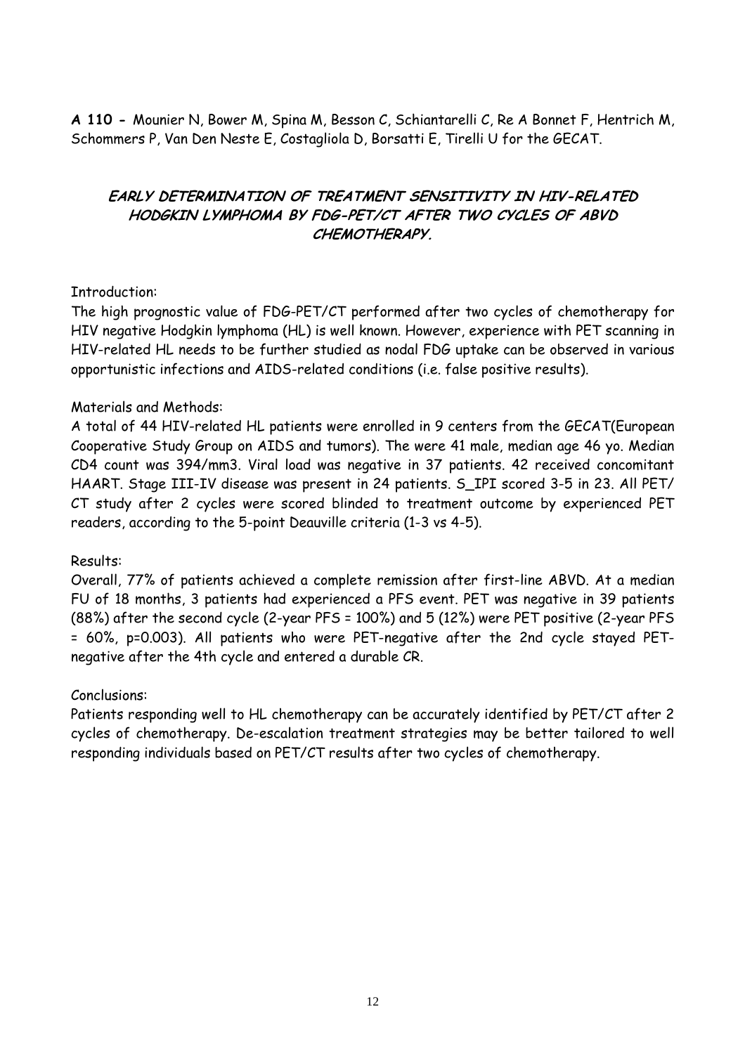**A 110 -** Mounier N, Bower M, Spina M, Besson C, Schiantarelli C, Re A Bonnet F, Hentrich M, Schommers P, Van Den Neste E, Costagliola D, Borsatti E, Tirelli U for the GECAT.

## *EARLY DETERMINATION OF TREATMENT SENSITIVITY IN HIV-RELATED HODGKIN LYMPHOMA BY FDG-PET/CT AFTER TWO CYCLES OF ABVD CHEMOTHERAPY.*

Introduction:

The high prognostic value of FDG-PET/CT performed after two cycles of chemotherapy for HIV negative Hodgkin lymphoma (HL) is well known. However, experience with PET scanning in HIV-related HL needs to be further studied as nodal FDG uptake can be observed in various opportunistic infections and AIDS-related conditions (i.e. false positive results).

Materials and Methods:

A total of 44 HIV-related HL patients were enrolled in 9 centers from the GECAT(European Cooperative Study Group on AIDS and tumors). The were 41 male, median age 46 yo. Median CD4 count was 394/mm3. Viral load was negative in 37 patients. 42 received concomitant HAART. Stage III-IV disease was present in 24 patients. S_IPI scored 3-5 in 23. All PET/CT study after 2 cycles were scored blinded to treatment outcome by experienced PET readers, according to the 5-point Deauville criteria (1-3 vs 4-5).

Results:

Overall, 77% of patients achieved a complete remission after first-line ABVD. At a median FU of 18 months, 3 patients had experienced a PFS event. PET was negative in 39 patients (88%) after the second cycle (2-year PFS = 100%) and 5 (12%) were PET positive (2-year PFS = 60%, p=0.003). All patients who were PET-negative after the 2nd cycle stayed PET-negative after the 4th cycle and entered a durable CR.

Conclusions:

Patients responding well to HL chemotherapy can be accurately identified by PET/CT after 2 cycles of chemotherapy. De-escalation treatment strategies may be better tailored to well responding individuals based on PET/CT results after two cycles of chemotherapy.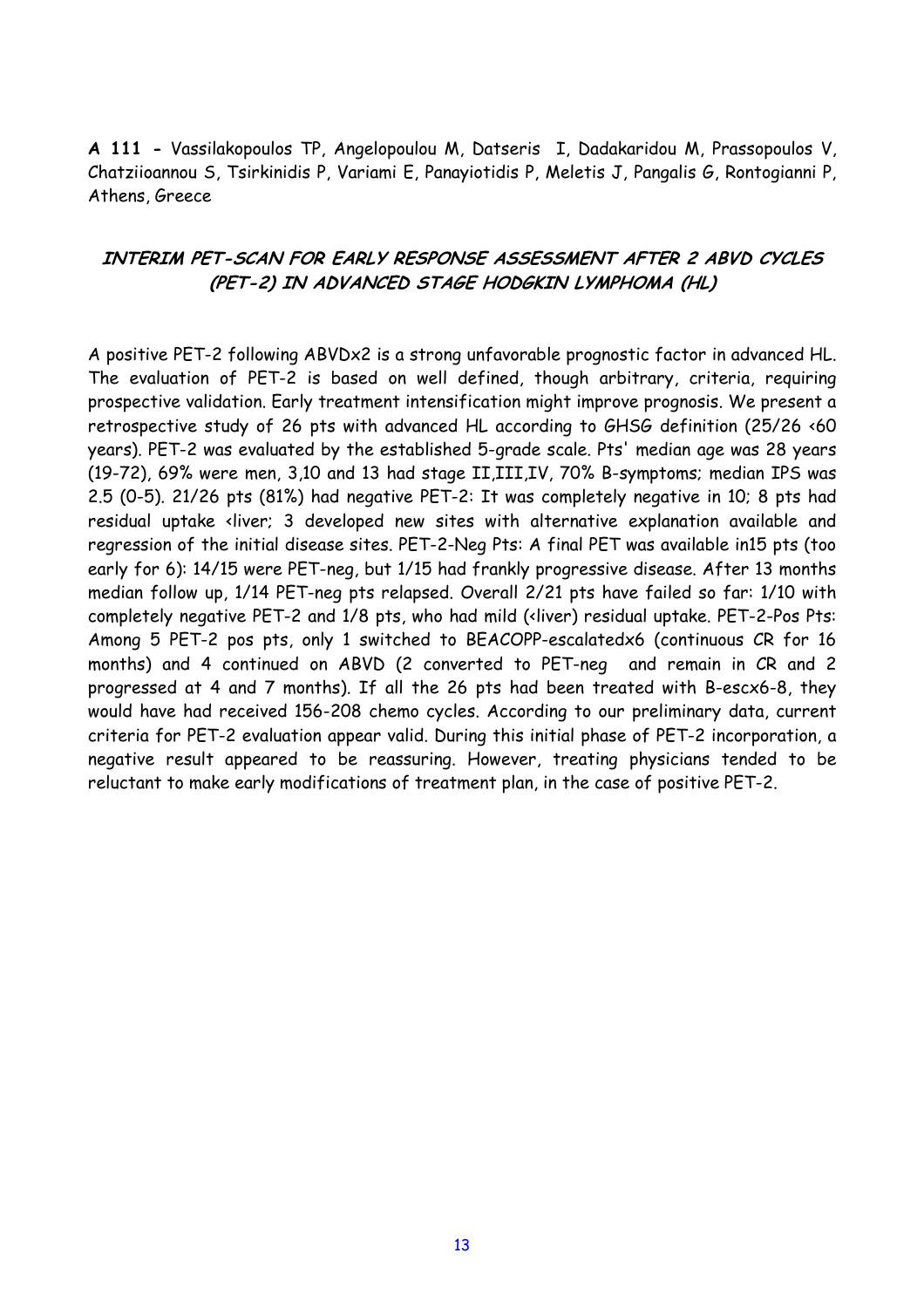**A 111 -** Vassilakopoulos TP, Angelopoulou M, Datseris I, Dadakaridou M, Prassopoulos V, Chatziioannou S, Tsirkinidis P, Variami E, Panayiotidis P, Meletis J, Pangalis G, Rontogianni P, Athens, Greece

## *INTERIM PET-SCAN FOR EARLY RESPONSE ASSESSMENT AFTER 2 ABVD CYCLES (PET-2) IN ADVANCED STAGE HODGKIN LYMPHOMA (HL)*

A positive PET-2 following ABVDx2 is a strong unfavorable prognostic factor in advanced HL. The evaluation of PET-2 is based on well defined, though arbitrary, criteria, requiring prospective validation. Early treatment intensification might improve prognosis. We present a retrospective study of 26 pts with advanced HL according to GHSG definition (25/26 <60 years). PET-2 was evaluated by the established 5-grade scale. Pts' median age was 28 years (19-72), 69% were men, 3,10 and 13 had stage II,III,IV, 70% B-symptoms; median IPS was 2.5 (0-5). 21/26 pts (81%) had negative PET-2: It was completely negative in 10; 8 pts had residual uptake <liver; 3 developed new sites with alternative explanation available and regression of the initial disease sites. PET-2-Neg Pts: A final PET was available in15 pts (too early for 6): 14/15 were PET-neg, but 1/15 had frankly progressive disease. After 13 months median follow up, 1/14 PET-neg pts relapsed. Overall 2/21 pts have failed so far: 1/10 with completely negative PET-2 and 1/8 pts, who had mild (<liver) residual uptake. PET-2-Pos Pts: Among 5 PET-2 pos pts, only 1 switched to BEACOPP-escalatedx6 (continuous CR for 16 months) and 4 continued on ABVD (2 converted to PET-neg and remain in CR and 2 progressed at 4 and 7 months). If all the 26 pts had been treated with B-escx6-8, they would have had received 156-208 chemo cycles. According to our preliminary data, current criteria for PET-2 evaluation appear valid. During this initial phase of PET-2 incorporation, a negative result appeared to be reassuring. However, treating physicians tended to be reluctant to make early modifications of treatment plan, in the case of positive PET-2.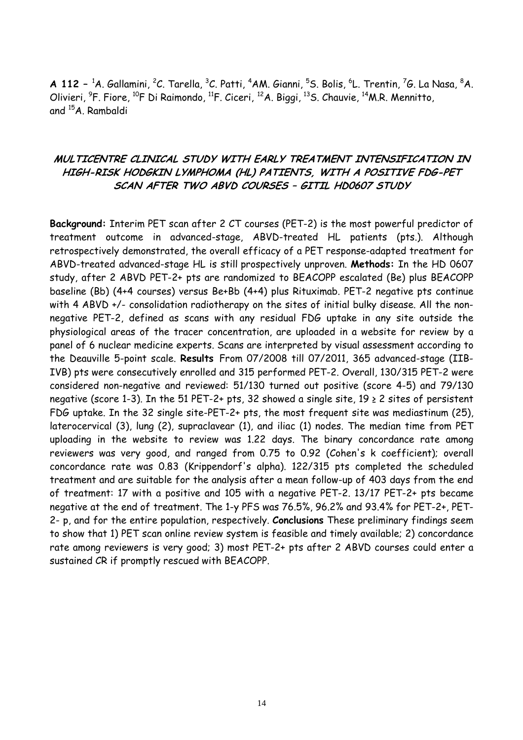**A 112 –** [1]A. Gallamini, [2]C. Tarella, [3]C. Patti, [4]AM. Gianni, [5]S. Bolis, [6]L. Trentin, [7]G. La Nasa, [8]A. Olivieri, [9]F. Fiore, [10]F Di Raimondo, [11]F. Ciceri, [12]A. Biggi, [13]S. Chauvie, [14]M.R. Mennitto, and [15]A. Rambaldi

### *MULTICENTRE CLINICAL STUDY WITH EARLY TREATMENT INTENSIFICATION IN HIGH-RISK HODGKIN LYMPHOMA (HL) PATIENTS, WITH A POSITIVE FDG-PET SCAN AFTER TWO ABVD COURSES – GITIL HD0607 STUDY*

**Background:** Interim PET scan after 2 CT courses (PET-2) is the most powerful predictor of treatment outcome in advanced-stage, ABVD-treated HL patients (pts.). Although retrospectively demonstrated, the overall efficacy of a PET response-adapted treatment for ABVD-treated advanced-stage HL is still prospectively unproven. **Methods:** In the HD 0607 study, after 2 ABVD PET-2+ pts are randomized to BEACOPP escalated (Be) plus BEACOPP baseline (Bb) (4+4 courses) versus Be+Bb (4+4) plus Rituximab. PET-2 negative pts continue with 4 ABVD +/- consolidation radiotherapy on the sites of initial bulky disease. All the non-negative PET-2, defined as scans with any residual FDG uptake in any site outside the physiological areas of the tracer concentration, are uploaded in a website for review by a panel of 6 nuclear medicine experts. Scans are interpreted by visual assessment according to the Deauville 5-point scale. **Results** From 07/2008 till 07/2011, 365 advanced-stage (IIB-IVB) pts were consecutively enrolled and 315 performed PET-2. Overall, 130/315 PET-2 were considered non-negative and reviewed: 51/130 turned out positive (score 4-5) and 79/130 negative (score 1-3). In the 51 PET-2+ pts, 32 showed a single site, 19 ≥ 2 sites of persistent FDG uptake. In the 32 single site-PET-2+ pts, the most frequent site was mediastinum (25), laterocervical (3), lung (2), supraclavear (1), and iliac (1) nodes. The median time from PET uploading in the website to review was 1.22 days. The binary concordance rate among reviewers was very good, and ranged from 0.75 to 0.92 (Cohen's k coefficient); overall concordance rate was 0.83 (Krippendorf's alpha). 122/315 pts completed the scheduled treatment and are suitable for the analysis after a mean follow-up of 403 days from the end of treatment: 17 with a positive and 105 with a negative PET-2. 13/17 PET-2+ pts became negative at the end of treatment. The 1-y PFS was 76.5%, 96.2% and 93.4% for PET-2+, PET-2- p, and for the entire population, respectively. **Conclusions** These preliminary findings seem to show that 1) PET scan online review system is feasible and timely available; 2) concordance rate among reviewers is very good; 3) most PET-2+ pts after 2 ABVD courses could enter a sustained CR if promptly rescued with BEACOPP.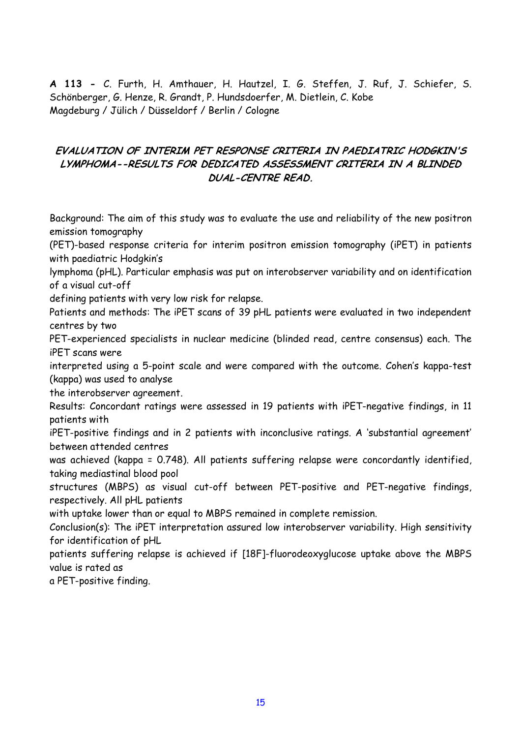**A 113 -** C. Furth, H. Amthauer, H. Hautzel, I. G. Steffen, J. Ruf, J. Schiefer, S. Schönberger, G. Henze, R. Grandt, P. Hundsdoerfer, M. Dietlein, C. Kobe
Magdeburg / Jülich / Düsseldorf / Berlin / Cologne

### *EVALUATION OF INTERIM PET RESPONSE CRITERIA IN PAEDIATRIC HODGKIN'S LYMPHOMA--RESULTS FOR DEDICATED ASSESSMENT CRITERIA IN A BLINDED DUAL-CENTRE READ.*

Background: The aim of this study was to evaluate the use and reliability of the new positron emission tomography (PET)-based response criteria for interim positron emission tomography (iPET) in patients with paediatric Hodgkin's lymphoma (pHL). Particular emphasis was put on interobserver variability and on identification of a visual cut-off defining patients with very low risk for relapse.

Patients and methods: The iPET scans of 39 pHL patients were evaluated in two independent centres by two PET-experienced specialists in nuclear medicine (blinded read, centre consensus) each. The iPET scans were interpreted using a 5-point scale and were compared with the outcome. Cohen's kappa-test (kappa) was used to analyse the interobserver agreement.

Results: Concordant ratings were assessed in 19 patients with iPET-negative findings, in 11 patients with iPET-positive findings and in 2 patients with inconclusive ratings. A 'substantial agreement' between attended centres was achieved (kappa = 0.748). All patients suffering relapse were concordantly identified, taking mediastinal blood pool structures (MBPS) as visual cut-off between PET-positive and PET-negative findings, respectively. All pHL patients with uptake lower than or equal to MBPS remained in complete remission.

Conclusion(s): The iPET interpretation assured low interobserver variability. High sensitivity for identification of pHL patients suffering relapse is achieved if [18F]-fluorodeoxyglucose uptake above the MBPS value is rated as a PET-positive finding.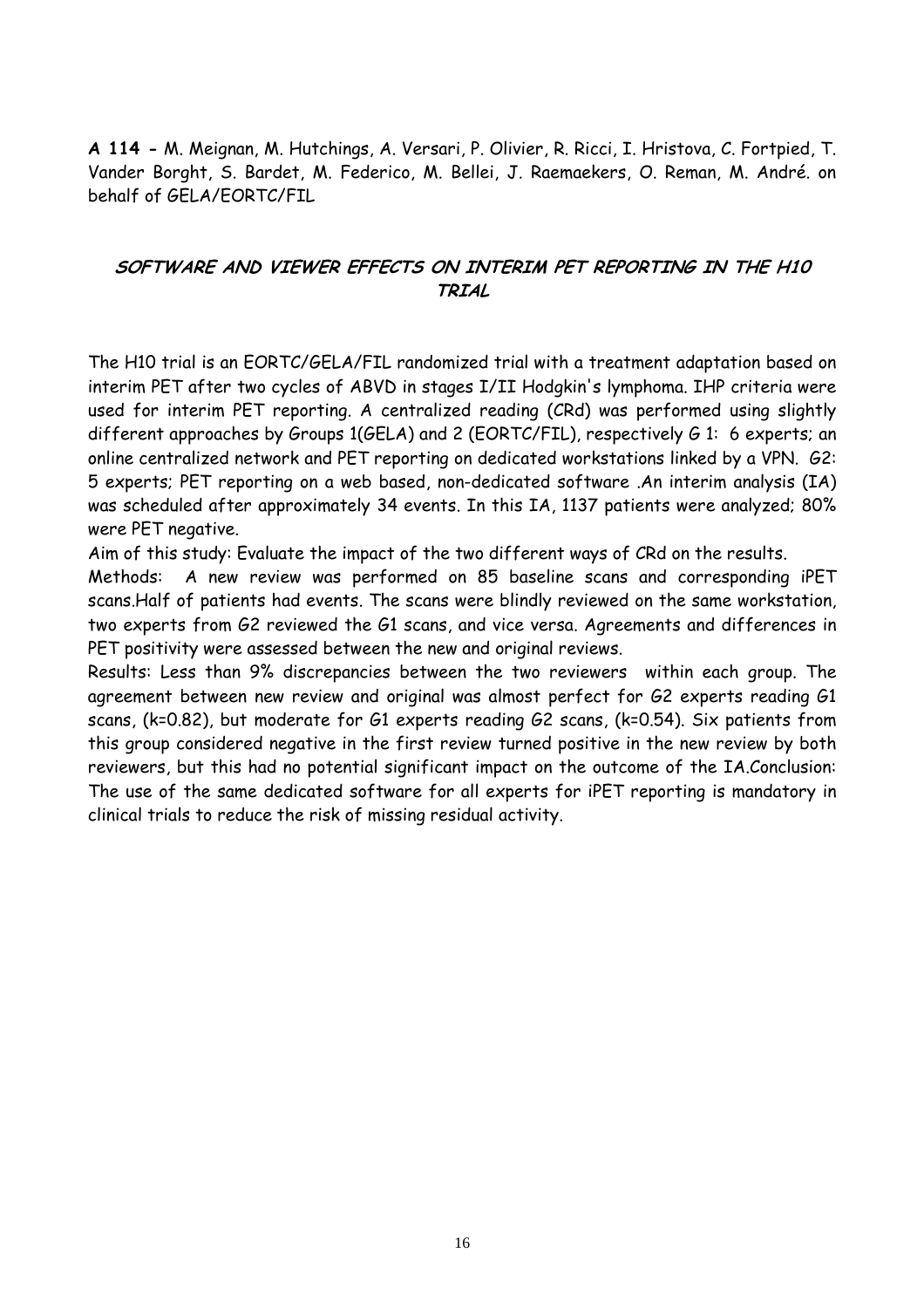**A 114 -** M. Meignan, M. Hutchings, A. Versari, P. Olivier, R. Ricci, I. Hristova, C. Fortpied, T. Vander Borght, S. Bardet, M. Federico, M. Bellei, J. Raemaekers, O. Reman, M. André. on behalf of GELA/EORTC/FIL

## *SOFTWARE AND VIEWER EFFECTS ON INTERIM PET REPORTING IN THE H10 TRIAL*

The H10 trial is an EORTC/GELA/FIL randomized trial with a treatment adaptation based on interim PET after two cycles of ABVD in stages I/II Hodgkin's lymphoma. IHP criteria were used for interim PET reporting. A centralized reading (CRd) was performed using slightly different approaches by Groups 1(GELA) and 2 (EORTC/FIL), respectively G 1: 6 experts; an online centralized network and PET reporting on dedicated workstations linked by a VPN. G2: 5 experts; PET reporting on a web based, non-dedicated software .An interim analysis (IA) was scheduled after approximately 34 events. In this IA, 1137 patients were analyzed; 80% were PET negative.

Aim of this study: Evaluate the impact of the two different ways of CRd on the results.

Methods: A new review was performed on 85 baseline scans and corresponding iPET scans.Half of patients had events. The scans were blindly reviewed on the same workstation, two experts from G2 reviewed the G1 scans, and vice versa. Agreements and differences in PET positivity were assessed between the new and original reviews.

Results: Less than 9% discrepancies between the two reviewers within each group. The agreement between new review and original was almost perfect for G2 experts reading G1 scans, (k=0.82), but moderate for G1 experts reading G2 scans, (k=0.54). Six patients from this group considered negative in the first review turned positive in the new review by both reviewers, but this had no potential significant impact on the outcome of the IA.Conclusion: The use of the same dedicated software for all experts for iPET reporting is mandatory in clinical trials to reduce the risk of missing residual activity.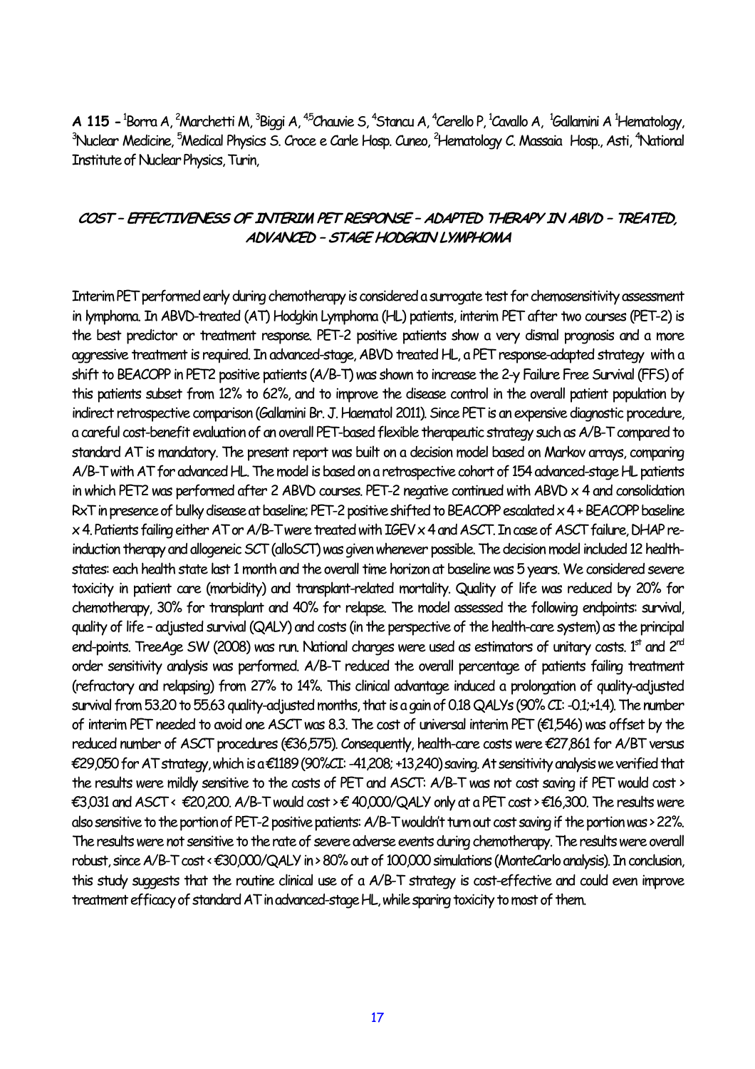**A 115 -** [1]Borra A, [2]Marchetti M, [3]Biggi A, [4,5]Chauvie S, [4]Stancu A, [4]Cerello P, [1]Cavallo A, [1]Gallamini A [1]Hematology, [3]Nuclear Medicine, [5]Medical Physics S. Croce e Carle Hosp. Cuneo, [2]Hematology C. Massaia Hosp., Asti, [4]National Institute of Nuclear Physics, Turin,

## *COST – EFFECTIVENESS OF INTERIM PET RESPONSE – ADAPTED THERAPY IN ABVD – TREATED, ADVANCED – STAGE HODGKIN LYMPHOMA*

Interim PET performed early during chemotherapy is considered a surrogate test for chemosensitivity assessment in lymphoma. In ABVD-treated (AT) Hodgkin Lymphoma (HL) patients, interim PET after two courses (PET-2) is the best predictor or treatment response. PET-2 positive patients show a very dismal prognosis and a more aggressive treatment is required. In advanced-stage, ABVD treated HL, a PET response-adapted strategy with a shift to BEACOPP in PET2 positive patients (A/B-T) was shown to increase the 2-y Failure Free Survival (FFS) of this patients subset from 12% to 62%, and to improve the disease control in the overall patient population by indirect retrospective comparison (Gallamini Br. J. Haematol 2011). Since PET is an expensive diagnostic procedure, a careful cost-benefit evaluation of an overall PET-based flexible therapeutic strategy such as A/B-T compared to standard AT is mandatory. The present report was built on a decision model based on Markov arrays, comparing A/B-T with AT for advanced HL. The model is based on a retrospective cohort of 154 advanced-stage HL patients in which PET2 was performed after 2 ABVD courses. PET-2 negative continued with ABVD x 4 and consolidation RxT in presence of bulky disease at baseline; PET-2 positive shifted to BEACOPP escalated x 4 + BEACOPP baseline x 4. Patients failing either AT or A/B-T were treated with IGEV x 4 and ASCT. In case of ASCT failure, DHAP re-induction therapy and allogeneic SCT (alloSCT) was given whenever possible. The decision model included 12 health-states: each health state last 1 month and the overall time horizon at baseline was 5 years. We considered severe toxicity in patient care (morbidity) and transplant-related mortality. Quality of life was reduced by 20% for chemotherapy, 30% for transplant and 40% for relapse. The model assessed the following endpoints: survival, quality of life – adjusted survival (QALY) and costs (in the perspective of the health-care system) as the principal end-points. TreeAge SW (2008) was run. National charges were used as estimators of unitary costs. 1st and 2nd order sensitivity analysis was performed. A/B-T reduced the overall percentage of patients failing treatment (refractory and relapsing) from 27% to 14%. This clinical advantage induced a prolongation of quality-adjusted survival from 53.20 to 55.63 quality-adjusted months, that is a gain of 0.18 QALYs (90% CI: -0.1;+1.4). The number of interim PET needed to avoid one ASCT was 8.3. The cost of universal interim PET (€1,546) was offset by the reduced number of ASCT procedures (€36,575). Consequently, health-care costs were €27,861 for A/BT versus €29,050 for AT strategy, which is a €1189 (90%CI: -41,208; +13,240) saving. At sensitivity analysis we verified that the results were mildly sensitive to the costs of PET and ASCT: A/B-T was not cost saving if PET would cost > €3,031 and ASCT < €20,200. A/B-T would cost > € 40,000/QALY only at a PET cost > €16,300. The results were also sensitive to the portion of PET-2 positive patients: A/B-T wouldn't turn out cost saving if the portion was > 22%. The results were not sensitive to the rate of severe adverse events during chemotherapy. The results were overall robust, since A/B-T cost < €30,000/QALY in > 80% out of 100,000 simulations (MonteCarlo analysis). In conclusion, this study suggests that the routine clinical use of a A/B-T strategy is cost-effective and could even improve treatment efficacy of standard AT in advanced-stage HL, while sparing toxicity to most of them.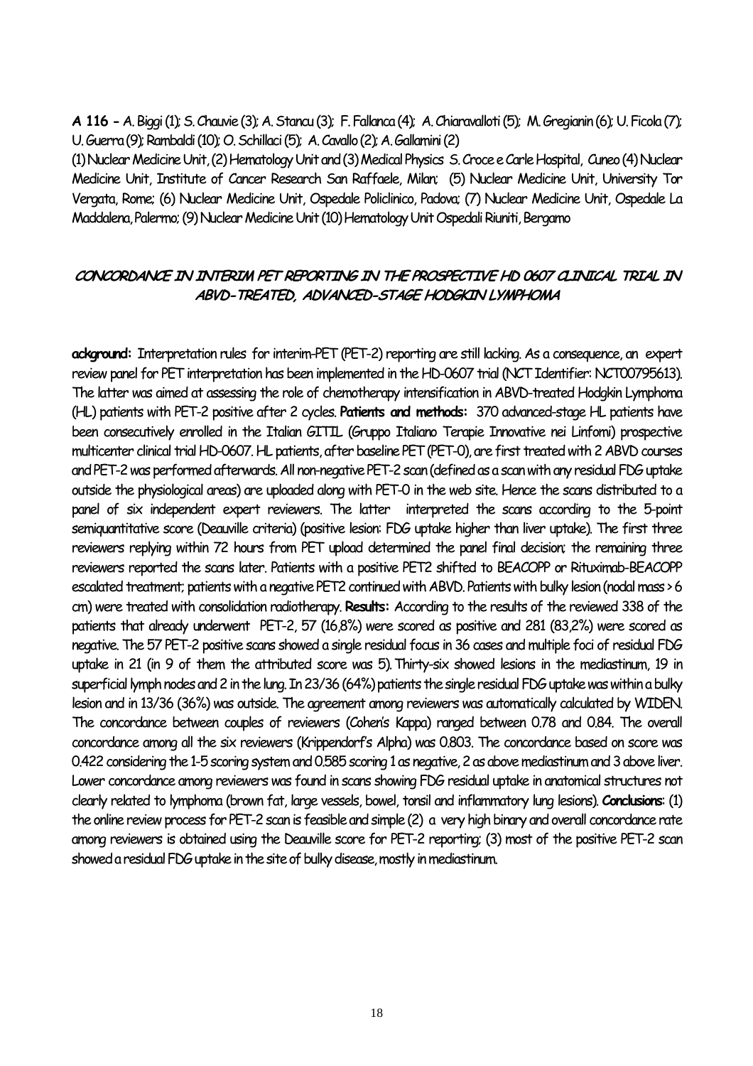**A 116 -** A. Biggi (1); S. Chauvie (3); A. Stancu (3); F. Fallanca (4); A. Chiaravalloti (5); M. Gregianin (6); U. Ficola (7); U. Guerra (9); Rambaldi (10); O. Schillaci (5); A. Cavallo (2); A. Gallamini (2)

(1) Nuclear Medicine Unit, (2) Hematology Unit and (3) Medical Physics S. Croce e Carle Hospital, Cuneo (4) Nuclear Medicine Unit, Institute of Cancer Research San Raffaele, Milan; (5) Nuclear Medicine Unit, University Tor Vergata, Rome; (6) Nuclear Medicine Unit, Ospedale Policlinico, Padova; (7) Nuclear Medicine Unit, Ospedale La Maddalena, Palermo; (9) Nuclear Medicine Unit (10) Hematology Unit Ospedali Riuniti, Bergamo

## CONCORDANCE IN INTERIM PET REPORTING IN THE PROSPECTIVE HD 0607 CLINICAL TRIAL IN ABVD-TREATED, ADVANCED-STAGE HODGKIN LYMPHOMA

**ackground:** Interpretation rules for interim-PET (PET-2) reporting are still lacking. As a consequence, an expert review panel for PET interpretation has been implemented in the HD-0607 trial (NCT Identifier: NCT00795613). The latter was aimed at assessing the role of chemotherapy intensification in ABVD-treated Hodgkin Lymphoma (HL) patients with PET-2 positive after 2 cycles. **Patients and methods:** 370 advanced-stage HL patients have been consecutively enrolled in the Italian GITIL (Gruppo Italiano Terapie Innovative nei Linfomi) prospective multicenter clinical trial HD-0607. HL patients, after baseline PET (PET-0), are first treated with 2 ABVD courses and PET-2 was performed afterwards. All non-negative PET-2 scan (defined as a scan with any residual FDG uptake outside the physiological areas) are uploaded along with PET-0 in the web site. Hence the scans distributed to a panel of six independent expert reviewers. The latter interpreted the scans according to the 5-point semiquantitative score (Deauville criteria) (positive lesion: FDG uptake higher than liver uptake). The first three reviewers replying within 72 hours from PET upload determined the panel final decision; the remaining three reviewers reported the scans later. Patients with a positive PET2 shifted to BEACOPP or Rituximab-BEACOPP escalated treatment; patients with a negative PET2 continued with ABVD. Patients with bulky lesion (nodal mass > 6 cm) were treated with consolidation radiotherapy. **Results:** According to the results of the reviewed 338 of the patients that already underwent PET-2, 57 (16,8%) were scored as positive and 281 (83,2%) were scored as negative. The 57 PET-2 positive scans showed a single residual focus in 36 cases and multiple foci of residual FDG uptake in 21 (in 9 of them the attributed score was 5). Thirty-six showed lesions in the mediastinum, 19 in superficial lymph nodes and 2 in the lung. In 23/36 (64%) patients the single residual FDG uptake was within a bulky lesion and in 13/36 (36%) was outside. The agreement among reviewers was automatically calculated by WIDEN. The concordance between couples of reviewers (Cohen's Kappa) ranged between 0.78 and 0.84. The overall concordance among all the six reviewers (Krippendorf's Alpha) was 0.803. The concordance based on score was 0.422 considering the 1-5 scoring system and 0.585 scoring 1 as negative, 2 as above mediastinum and 3 above liver. Lower concordance among reviewers was found in scans showing FDG residual uptake in anatomical structures not clearly related to lymphoma (brown fat, large vessels, bowel, tonsil and inflammatory lung lesions). **Conclusions**: (1) the online review process for PET-2 scan is feasible and simple (2) a very high binary and overall concordance rate among reviewers is obtained using the Deauville score for PET-2 reporting; (3) most of the positive PET-2 scan showed a residual FDG uptake in the site of bulky disease, mostly in mediastinum.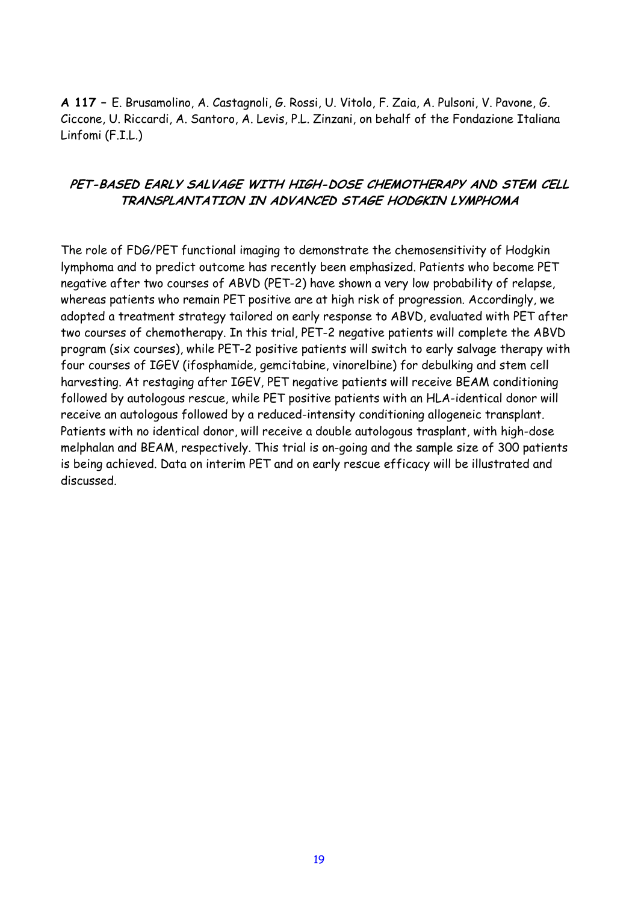**A 117 –** E. Brusamolino, A. Castagnoli, G. Rossi, U. Vitolo, F. Zaia, A. Pulsoni, V. Pavone, G. Ciccone, U. Riccardi, A. Santoro, A. Levis, P.L. Zinzani, on behalf of the Fondazione Italiana Linfomi (F.I.L.)

## *PET-BASED EARLY SALVAGE WITH HIGH-DOSE CHEMOTHERAPY AND STEM CELL TRANSPLANTATION IN ADVANCED STAGE HODGKIN LYMPHOMA*

The role of FDG/PET functional imaging to demonstrate the chemosensitivity of Hodgkin lymphoma and to predict outcome has recently been emphasized. Patients who become PET negative after two courses of ABVD (PET-2) have shown a very low probability of relapse, whereas patients who remain PET positive are at high risk of progression. Accordingly, we adopted a treatment strategy tailored on early response to ABVD, evaluated with PET after two courses of chemotherapy. In this trial, PET-2 negative patients will complete the ABVD program (six courses), while PET-2 positive patients will switch to early salvage therapy with four courses of IGEV (ifosphamide, gemcitabine, vinorelbine) for debulking and stem cell harvesting. At restaging after IGEV, PET negative patients will receive BEAM conditioning followed by autologous rescue, while PET positive patients with an HLA-identical donor will receive an autologous followed by a reduced-intensity conditioning allogeneic transplant. Patients with no identical donor, will receive a double autologous trasplant, with high-dose melphalan and BEAM, respectively. This trial is on-going and the sample size of 300 patients is being achieved. Data on interim PET and on early rescue efficacy will be illustrated and discussed.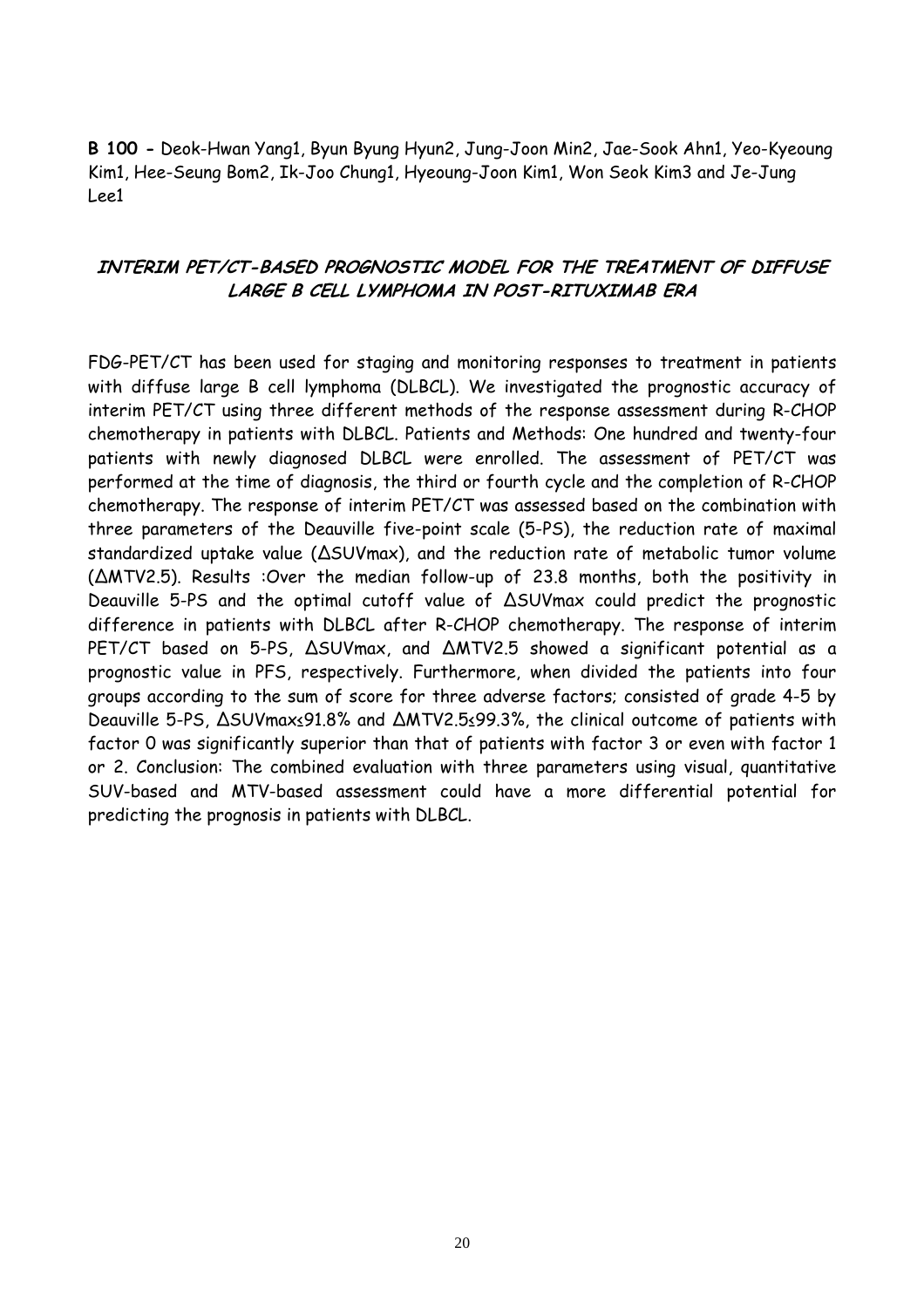**B 100 -** Deok-Hwan Yang1, Byun Byung Hyun2, Jung-Joon Min2, Jae-Sook Ahn1, Yeo-Kyeoung Kim1, Hee-Seung Bom2, Ik-Joo Chung1, Hyeoung-Joon Kim1, Won Seok Kim3 and Je-Jung Lee1

## *INTERIM PET/CT-BASED PROGNOSTIC MODEL FOR THE TREATMENT OF DIFFUSE LARGE B CELL LYMPHOMA IN POST-RITUXIMAB ERA*

FDG-PET/CT has been used for staging and monitoring responses to treatment in patients with diffuse large B cell lymphoma (DLBCL). We investigated the prognostic accuracy of interim PET/CT using three different methods of the response assessment during R-CHOP chemotherapy in patients with DLBCL. Patients and Methods: One hundred and twenty-four patients with newly diagnosed DLBCL were enrolled. The assessment of PET/CT was performed at the time of diagnosis, the third or fourth cycle and the completion of R-CHOP chemotherapy. The response of interim PET/CT was assessed based on the combination with three parameters of the Deauville five-point scale (5-PS), the reduction rate of maximal standardized uptake value (ΔSUVmax), and the reduction rate of metabolic tumor volume (ΔMTV2.5). Results :Over the median follow-up of 23.8 months, both the positivity in Deauville 5-PS and the optimal cutoff value of ΔSUVmax could predict the prognostic difference in patients with DLBCL after R-CHOP chemotherapy. The response of interim PET/CT based on 5-PS, ΔSUVmax, and ΔMTV2.5 showed a significant potential as a prognostic value in PFS, respectively. Furthermore, when divided the patients into four groups according to the sum of score for three adverse factors; consisted of grade 4-5 by Deauville 5-PS, ΔSUVmax≤91.8% and ΔMTV2.5≤99.3%, the clinical outcome of patients with factor 0 was significantly superior than that of patients with factor 3 or even with factor 1 or 2. Conclusion: The combined evaluation with three parameters using visual, quantitative SUV-based and MTV-based assessment could have a more differential potential for predicting the prognosis in patients with DLBCL.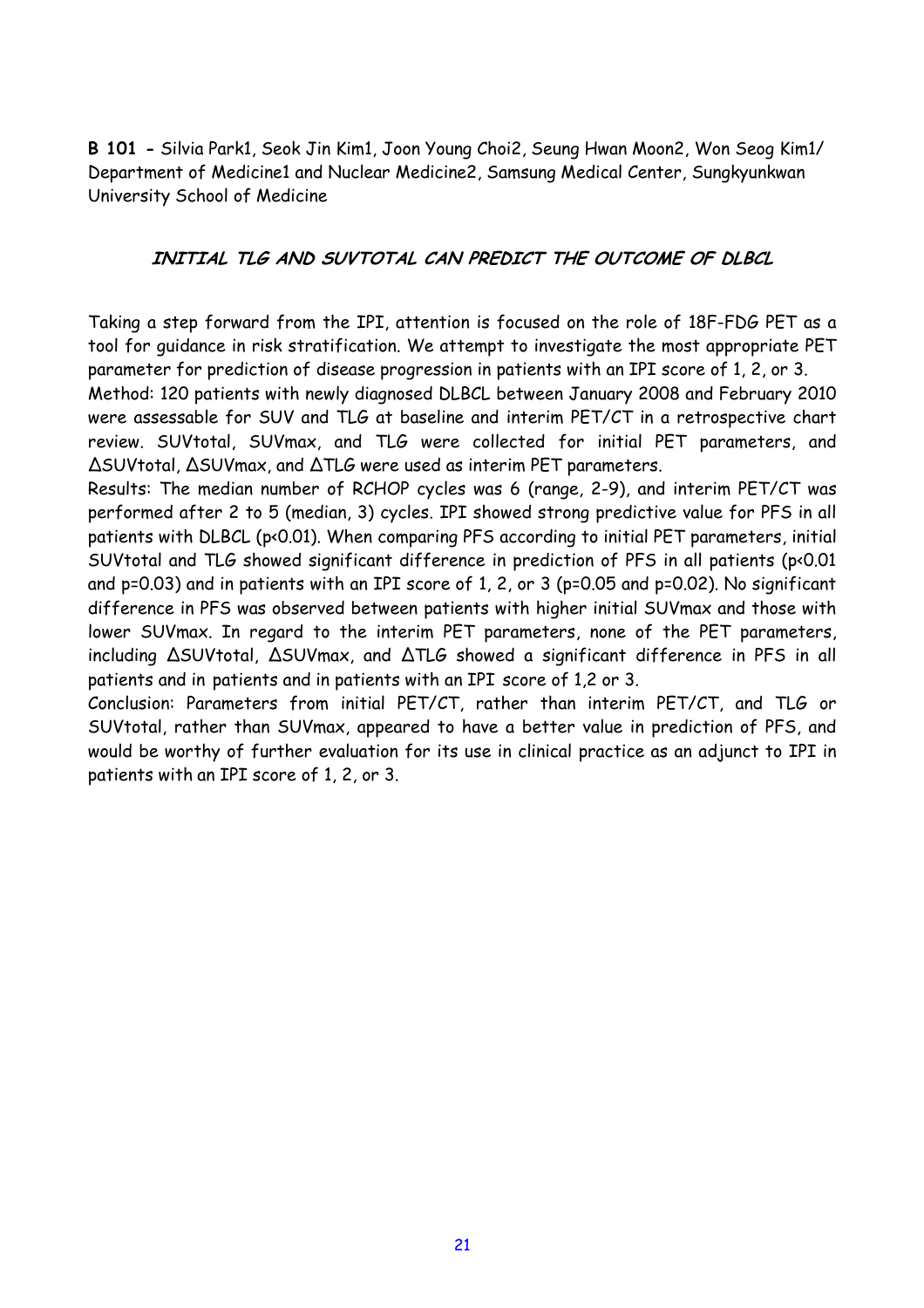**B 101 -** Silvia Park1, Seok Jin Kim1, Joon Young Choi2, Seung Hwan Moon2, Won Seog Kim1/ Department of Medicine1 and Nuclear Medicine2, Samsung Medical Center, Sungkyunkwan University School of Medicine

## INITIAL TLG AND SUVTOTAL CAN PREDICT THE OUTCOME OF DLBCL

Taking a step forward from the IPI, attention is focused on the role of 18F-FDG PET as a tool for guidance in risk stratification. We attempt to investigate the most appropriate PET parameter for prediction of disease progression in patients with an IPI score of 1, 2, or 3.

Method: 120 patients with newly diagnosed DLBCL between January 2008 and February 2010 were assessable for SUV and TLG at baseline and interim PET/CT in a retrospective chart review. SUVtotal, SUVmax, and TLG were collected for initial PET parameters, and ΔSUVtotal, ΔSUVmax, and ΔTLG were used as interim PET parameters.

Results: The median number of RCHOP cycles was 6 (range, 2-9), and interim PET/CT was performed after 2 to 5 (median, 3) cycles. IPI showed strong predictive value for PFS in all patients with DLBCL ($p<0.01$). When comparing PFS according to initial PET parameters, initial SUVtotal and TLG showed significant difference in prediction of PFS in all patients ($p<0.01$ and $p=0.03$) and in patients with an IPI score of 1, 2, or 3 ($p=0.05$ and $p=0.02$). No significant difference in PFS was observed between patients with higher initial SUVmax and those with lower SUVmax. In regard to the interim PET parameters, none of the PET parameters, including ΔSUVtotal, ΔSUVmax, and ΔTLG showed a significant difference in PFS in all patients and in patients and in patients with an IPI score of 1,2 or 3.

Conclusion: Parameters from initial PET/CT, rather than interim PET/CT, and TLG or SUVtotal, rather than SUVmax, appeared to have a better value in prediction of PFS, and would be worthy of further evaluation for its use in clinical practice as an adjunct to IPI in patients with an IPI score of 1, 2, or 3.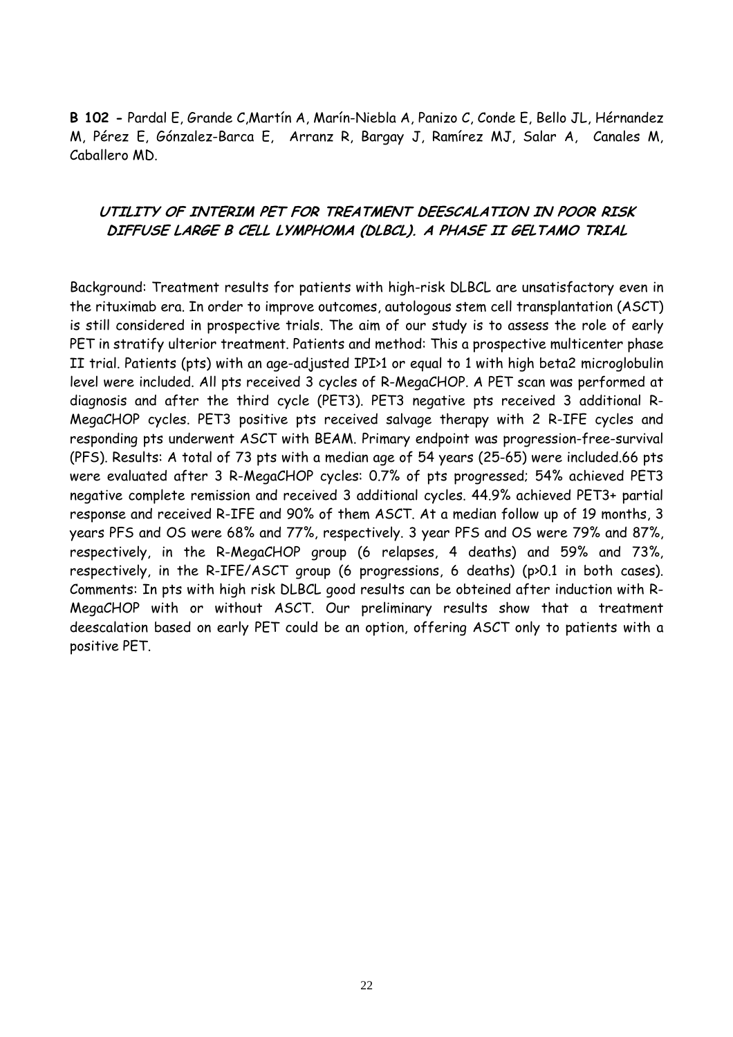**B 102 -** Pardal E, Grande C,Martín A, Marín-Niebla A, Panizo C, Conde E, Bello JL, Hérnandez M, Pérez E, Gónzalez-Barca E, Arranz R, Bargay J, Ramírez MJ, Salar A, Canales M, Caballero MD.

## *UTILITY OF INTERIM PET FOR TREATMENT DEESCALATION IN POOR RISK DIFFUSE LARGE B CELL LYMPHOMA (DLBCL). A PHASE II GELTAMO TRIAL*

Background: Treatment results for patients with high-risk DLBCL are unsatisfactory even in the rituximab era. In order to improve outcomes, autologous stem cell transplantation (ASCT) is still considered in prospective trials. The aim of our study is to assess the role of early PET in stratify ulterior treatment. Patients and method: This a prospective multicenter phase II trial. Patients (pts) with an age-adjusted IPI>1 or equal to 1 with high beta2 microglobulin level were included. All pts received 3 cycles of R-MegaCHOP. A PET scan was performed at diagnosis and after the third cycle (PET3). PET3 negative pts received 3 additional R-MegaCHOP cycles. PET3 positive pts received salvage therapy with 2 R-IFE cycles and responding pts underwent ASCT with BEAM. Primary endpoint was progression-free-survival (PFS). Results: A total of 73 pts with a median age of 54 years (25-65) were included.66 pts were evaluated after 3 R-MegaCHOP cycles: 0.7% of pts progressed; 54% achieved PET3 negative complete remission and received 3 additional cycles. 44.9% achieved PET3+ partial response and received R-IFE and 90% of them ASCT. At a median follow up of 19 months, 3 years PFS and OS were 68% and 77%, respectively. 3 year PFS and OS were 79% and 87%, respectively, in the R-MegaCHOP group (6 relapses, 4 deaths) and 59% and 73%, respectively, in the R-IFE/ASCT group (6 progressions, 6 deaths) (p>0.1 in both cases). Comments: In pts with high risk DLBCL good results can be obteined after induction with R-MegaCHOP with or without ASCT. Our preliminary results show that a treatment deescalation based on early PET could be an option, offering ASCT only to patients with a positive PET.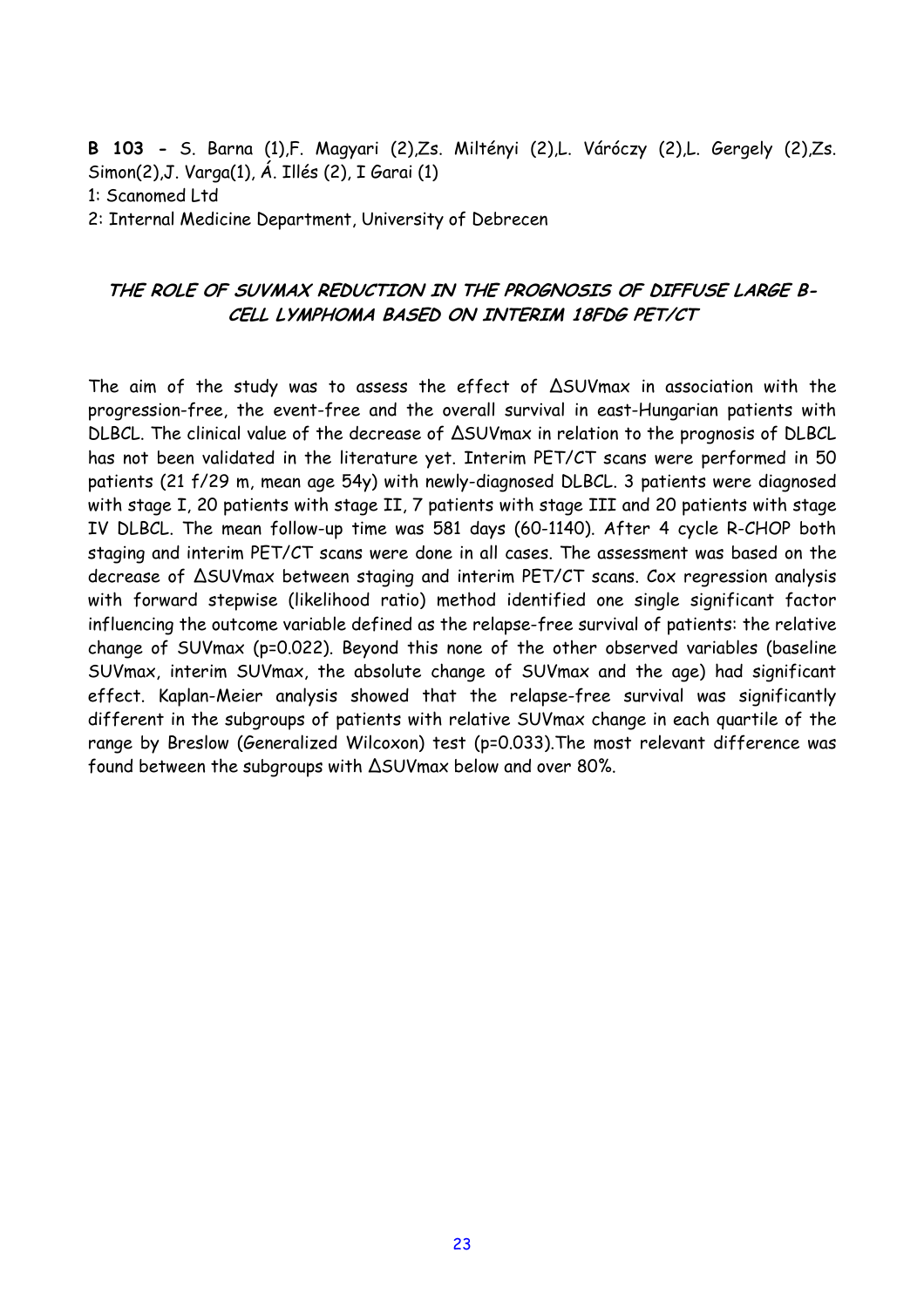**B 103 -** S. Barna (1),F. Magyari (2),Zs. Miltényi (2),L. Váróczy (2),L. Gergely (2),Zs. Simon(2),J. Varga(1), Á. Illés (2), I Garai (1)
1: Scanomed Ltd
2: Internal Medicine Department, University of Debrecen

## *THE ROLE OF SUVMAX REDUCTION IN THE PROGNOSIS OF DIFFUSE LARGE B-CELL LYMPHOMA BASED ON INTERIM 18FDG PET/CT*

The aim of the study was to assess the effect of ΔSUVmax in association with the progression-free, the event-free and the overall survival in east-Hungarian patients with DLBCL. The clinical value of the decrease of ΔSUVmax in relation to the prognosis of DLBCL has not been validated in the literature yet. Interim PET/CT scans were performed in 50 patients (21 f/29 m, mean age 54y) with newly-diagnosed DLBCL. 3 patients were diagnosed with stage I, 20 patients with stage II, 7 patients with stage III and 20 patients with stage IV DLBCL. The mean follow-up time was 581 days (60-1140). After 4 cycle R-CHOP both staging and interim PET/CT scans were done in all cases. The assessment was based on the decrease of ΔSUVmax between staging and interim PET/CT scans. Cox regression analysis with forward stepwise (likelihood ratio) method identified one single significant factor influencing the outcome variable defined as the relapse-free survival of patients: the relative change of SUVmax ($p=0.022$). Beyond this none of the other observed variables (baseline SUVmax, interim SUVmax, the absolute change of SUVmax and the age) had significant effect. Kaplan-Meier analysis showed that the relapse-free survival was significantly different in the subgroups of patients with relative SUVmax change in each quartile of the range by Breslow (Generalized Wilcoxon) test ($p=0.033$).The most relevant difference was found between the subgroups with ΔSUVmax below and over 80%.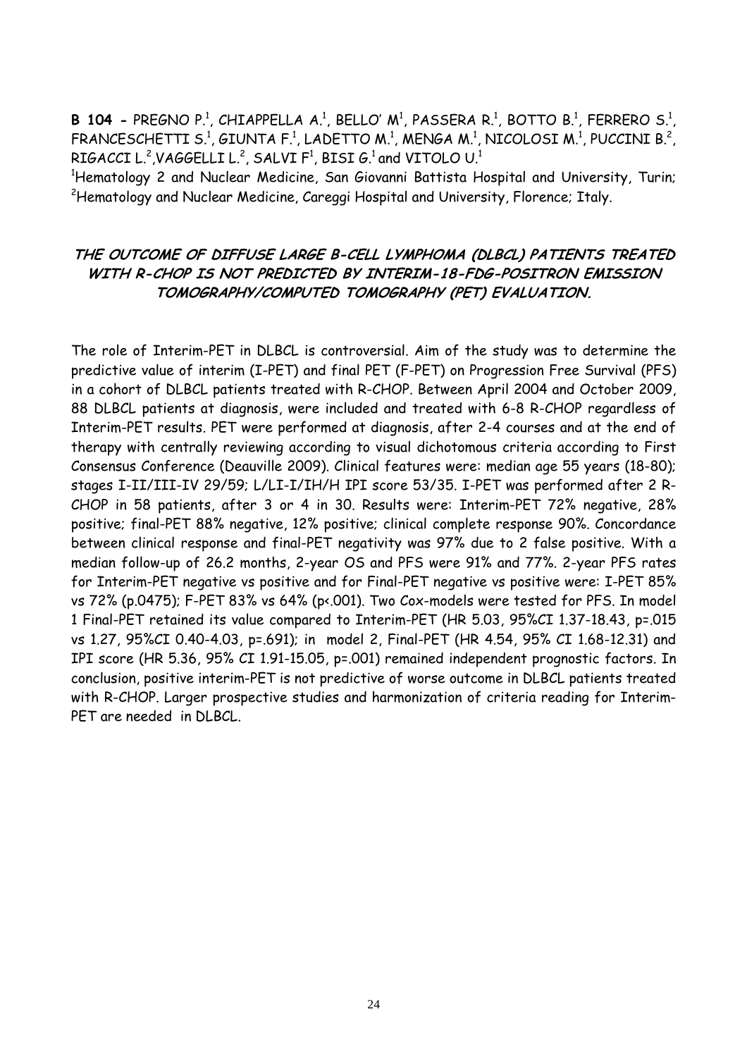**B 104 -** PREGNO P.[1], CHIAPPELLA A.[1], BELLO' M[1], PASSERA R.[1], BOTTO B.[1], FERRERO S.[1], FRANCESCHETTI S.[1], GIUNTA F.[1], LADETTO M.[1], MENGA M.[1], NICOLOSI M.[1], PUCCINI B.[2], RIGACCI L.[2],VAGGELLI L.[2], SALVI F[1], BISI G.[1] and VITOLO U.[1]

[1]Hematology 2 and Nuclear Medicine, San Giovanni Battista Hospital and University, Turin; [2]Hematology and Nuclear Medicine, Careggi Hospital and University, Florence; Italy.

### *THE OUTCOME OF DIFFUSE LARGE B-CELL LYMPHOMA (DLBCL) PATIENTS TREATED WITH R-CHOP IS NOT PREDICTED BY INTERIM-18-FDG-POSITRON EMISSION TOMOGRAPHY/COMPUTED TOMOGRAPHY (PET) EVALUATION.*

The role of Interim-PET in DLBCL is controversial. Aim of the study was to determine the predictive value of interim (I-PET) and final PET (F-PET) on Progression Free Survival (PFS) in a cohort of DLBCL patients treated with R-CHOP. Between April 2004 and October 2009, 88 DLBCL patients at diagnosis, were included and treated with 6-8 R-CHOP regardless of Interim-PET results. PET were performed at diagnosis, after 2-4 courses and at the end of therapy with centrally reviewing according to visual dichotomous criteria according to First Consensus Conference (Deauville 2009). Clinical features were: median age 55 years (18-80); stages I-II/III-IV 29/59; L/LI-I/IH/H IPI score 53/35. I-PET was performed after 2 R-CHOP in 58 patients, after 3 or 4 in 30. Results were: Interim-PET 72% negative, 28% positive; final-PET 88% negative, 12% positive; clinical complete response 90%. Concordance between clinical response and final-PET negativity was 97% due to 2 false positive. With a median follow-up of 26.2 months, 2-year OS and PFS were 91% and 77%. 2-year PFS rates for Interim-PET negative vs positive and for Final-PET negative vs positive were: I-PET 85% vs 72% (p.0475); F-PET 83% vs 64% (p<.001). Two Cox-models were tested for PFS. In model 1 Final-PET retained its value compared to Interim-PET (HR 5.03, 95%CI 1.37-18.43, p=.015 vs 1.27, 95%CI 0.40-4.03, p=.691); in model 2, Final-PET (HR 4.54, 95% CI 1.68-12.31) and IPI score (HR 5.36, 95% CI 1.91-15.05, p=.001) remained independent prognostic factors. In conclusion, positive interim-PET is not predictive of worse outcome in DLBCL patients treated with R-CHOP. Larger prospective studies and harmonization of criteria reading for Interim-PET are needed in DLBCL.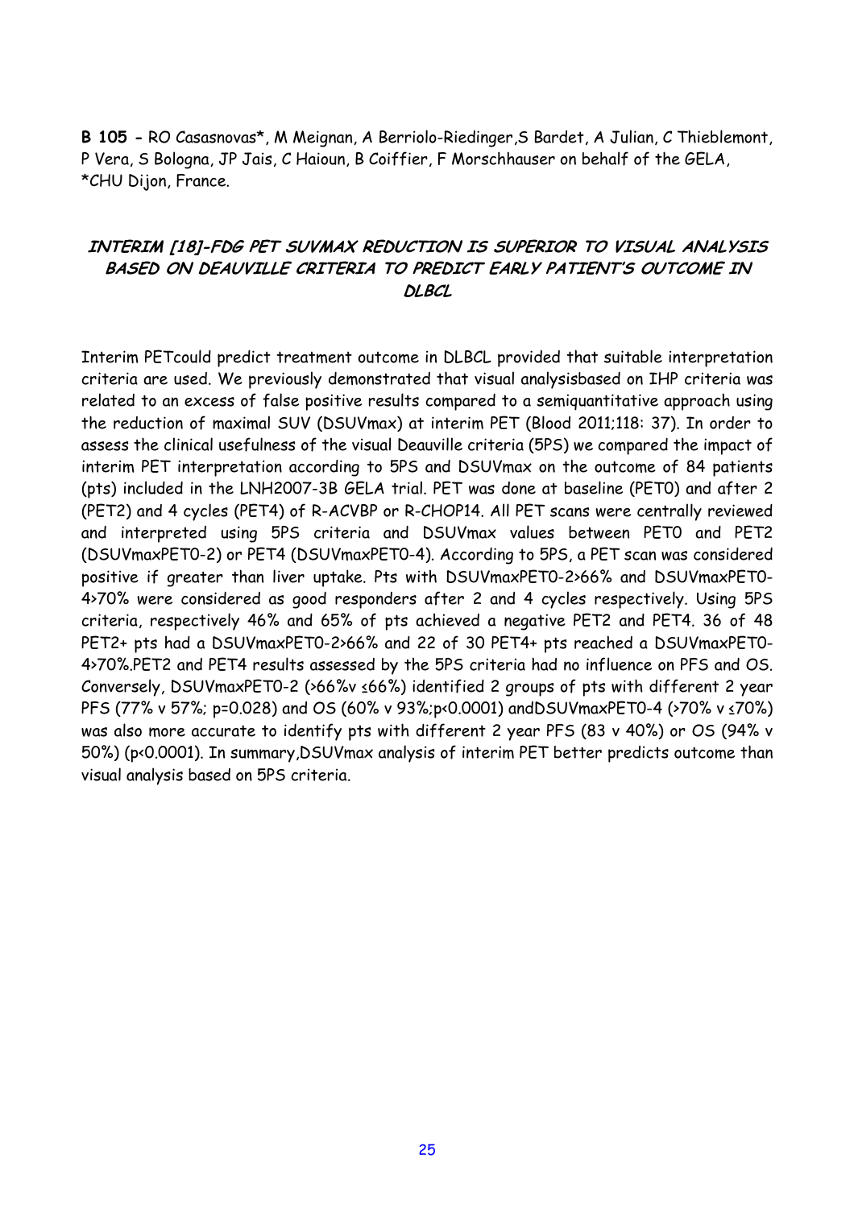**B 105 -** RO Casasnovas*, M Meignan, A Berriolo-Riedinger,S Bardet, A Julian, C Thieblemont, P Vera, S Bologna, JP Jais, C Haioun, B Coiffier, F Morschhauser on behalf of the GELA, *CHU Dijon, France.

## *INTERIM [18]-FDG PET SUVMAX REDUCTION IS SUPERIOR TO VISUAL ANALYSIS BASED ON DEAUVILLE CRITERIA TO PREDICT EARLY PATIENT'S OUTCOME IN DLBCL*

Interim PETcould predict treatment outcome in DLBCL provided that suitable interpretation criteria are used. We previously demonstrated that visual analysisbased on IHP criteria was related to an excess of false positive results compared to a semiquantitative approach using the reduction of maximal SUV (DSUVmax) at interim PET (Blood 2011;118: 37). In order to assess the clinical usefulness of the visual Deauville criteria (5PS) we compared the impact of interim PET interpretation according to 5PS and DSUVmax on the outcome of 84 patients (pts) included in the LNH2007-3B GELA trial. PET was done at baseline (PET0) and after 2 (PET2) and 4 cycles (PET4) of R-ACVBP or R-CHOP14. All PET scans were centrally reviewed and interpreted using 5PS criteria and DSUVmax values between PET0 and PET2 (DSUVmaxPET0-2) or PET4 (DSUVmaxPET0-4). According to 5PS, a PET scan was considered positive if greater than liver uptake. Pts with DSUVmaxPET0-2>66% and DSUVmaxPET0-4>70% were considered as good responders after 2 and 4 cycles respectively. Using 5PS criteria, respectively 46% and 65% of pts achieved a negative PET2 and PET4. 36 of 48 PET2+ pts had a DSUVmaxPET0-2>66% and 22 of 30 PET4+ pts reached a DSUVmaxPET0-4>70%.PET2 and PET4 results assessed by the 5PS criteria had no influence on PFS and OS. Conversely, DSUVmaxPET0-2 (>66%v ≤66%) identified 2 groups of pts with different 2 year PFS (77% v 57%; p=0.028) and OS (60% v 93%;p<0.0001) andDSUVmaxPET0-4 (>70% v ≤70%) was also more accurate to identify pts with different 2 year PFS (83 v 40%) or OS (94% v 50%) (p<0.0001). In summary,DSUVmax analysis of interim PET better predicts outcome than visual analysis based on 5PS criteria.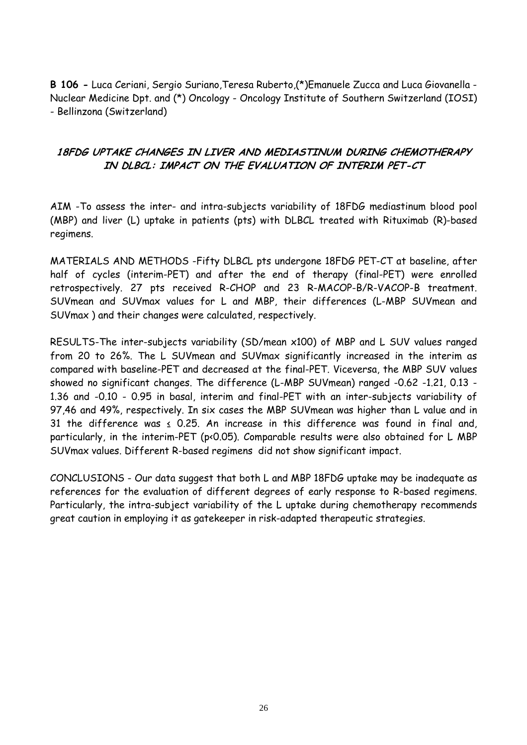**B 106 -** Luca Ceriani, Sergio Suriano,Teresa Ruberto,(*)Emanuele Zucca and Luca Giovanella - Nuclear Medicine Dpt. and (*) Oncology - Oncology Institute of Southern Switzerland (IOSI) - Bellinzona (Switzerland)

## *18FDG UPTAKE CHANGES IN LIVER AND MEDIASTINUM DURING CHEMOTHERAPY IN DLBCL: IMPACT ON THE EVALUATION OF INTERIM PET-CT*

AIM -To assess the inter- and intra-subjects variability of 18FDG mediastinum blood pool (MBP) and liver (L) uptake in patients (pts) with DLBCL treated with Rituximab (R)-based regimens.

MATERIALS AND METHODS -Fifty DLBCL pts undergone 18FDG PET-CT at baseline, after half of cycles (interim-PET) and after the end of therapy (final-PET) were enrolled retrospectively. 27 pts received R-CHOP and 23 R-MACOP-B/R-VACOP-B treatment. SUVmean and SUVmax values for L and MBP, their differences (L-MBP SUVmean and SUVmax ) and their changes were calculated, respectively.

RESULTS-The inter-subjects variability (SD/mean x100) of MBP and L SUV values ranged from 20 to 26%. The L SUVmean and SUVmax significantly increased in the interim as compared with baseline-PET and decreased at the final-PET. Viceversa, the MBP SUV values showed no significant changes. The difference (L-MBP SUVmean) ranged -0.62 -1.21, 0.13 - 1.36 and -0.10 - 0.95 in basal, interim and final-PET with an inter-subjects variability of 97,46 and 49%, respectively. In six cases the MBP SUVmean was higher than L value and in 31 the difference was $\leq$ 0.25. An increase in this difference was found in final and, particularly, in the interim-PET ($p<0.05$). Comparable results were also obtained for L MBP SUVmax values. Different R-based regimens did not show significant impact.

CONCLUSIONS - Our data suggest that both L and MBP 18FDG uptake may be inadequate as references for the evaluation of different degrees of early response to R-based regimens. Particularly, the intra-subject variability of the L uptake during chemotherapy recommends great caution in employing it as gatekeeper in risk-adapted therapeutic strategies.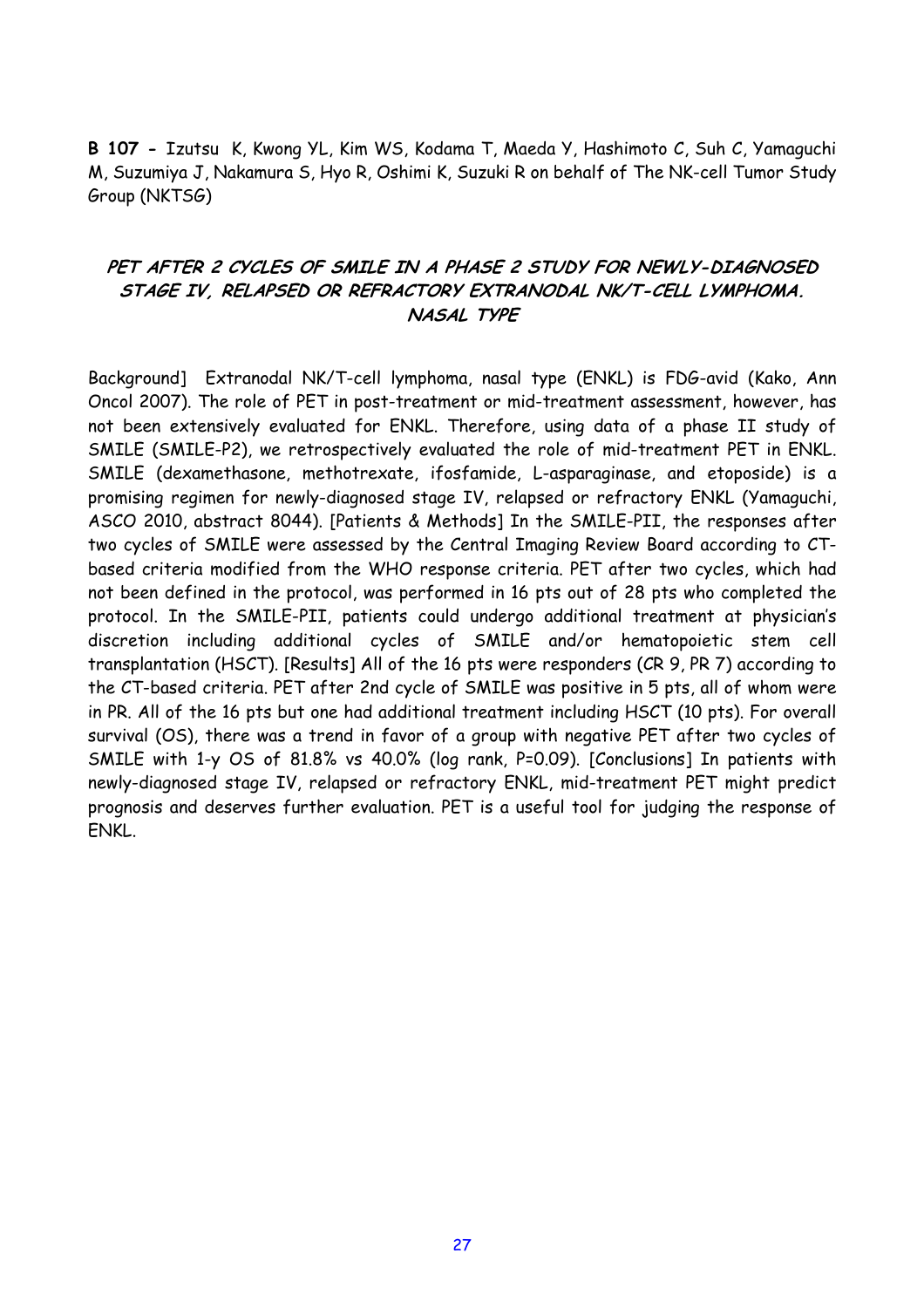**B 107 -** Izutsu K, Kwong YL, Kim WS, Kodama T, Maeda Y, Hashimoto C, Suh C, Yamaguchi M, Suzumiya J, Nakamura S, Hyo R, Oshimi K, Suzuki R on behalf of The NK-cell Tumor Study Group (NKTSG)

## *PET AFTER 2 CYCLES OF SMILE IN A PHASE 2 STUDY FOR NEWLY-DIAGNOSED STAGE IV, RELAPSED OR REFRACTORY EXTRANODAL NK/T-CELL LYMPHOMA. NASAL TYPE*

Background] Extranodal NK/T-cell lymphoma, nasal type (ENKL) is FDG-avid (Kako, Ann Oncol 2007). The role of PET in post-treatment or mid-treatment assessment, however, has not been extensively evaluated for ENKL. Therefore, using data of a phase II study of SMILE (SMILE-P2), we retrospectively evaluated the role of mid-treatment PET in ENKL. SMILE (dexamethasone, methotrexate, ifosfamide, L-asparaginase, and etoposide) is a promising regimen for newly-diagnosed stage IV, relapsed or refractory ENKL (Yamaguchi, ASCO 2010, abstract 8044). [Patients & Methods] In the SMILE-PII, the responses after two cycles of SMILE were assessed by the Central Imaging Review Board according to CT-based criteria modified from the WHO response criteria. PET after two cycles, which had not been defined in the protocol, was performed in 16 pts out of 28 pts who completed the protocol. In the SMILE-PII, patients could undergo additional treatment at physician's discretion including additional cycles of SMILE and/or hematopoietic stem cell transplantation (HSCT). [Results] All of the 16 pts were responders (CR 9, PR 7) according to the CT-based criteria. PET after 2nd cycle of SMILE was positive in 5 pts, all of whom were in PR. All of the 16 pts but one had additional treatment including HSCT (10 pts). For overall survival (OS), there was a trend in favor of a group with negative PET after two cycles of SMILE with 1-y OS of 81.8% vs 40.0% (log rank, P=0.09). [Conclusions] In patients with newly-diagnosed stage IV, relapsed or refractory ENKL, mid-treatment PET might predict prognosis and deserves further evaluation. PET is a useful tool for judging the response of ENKL.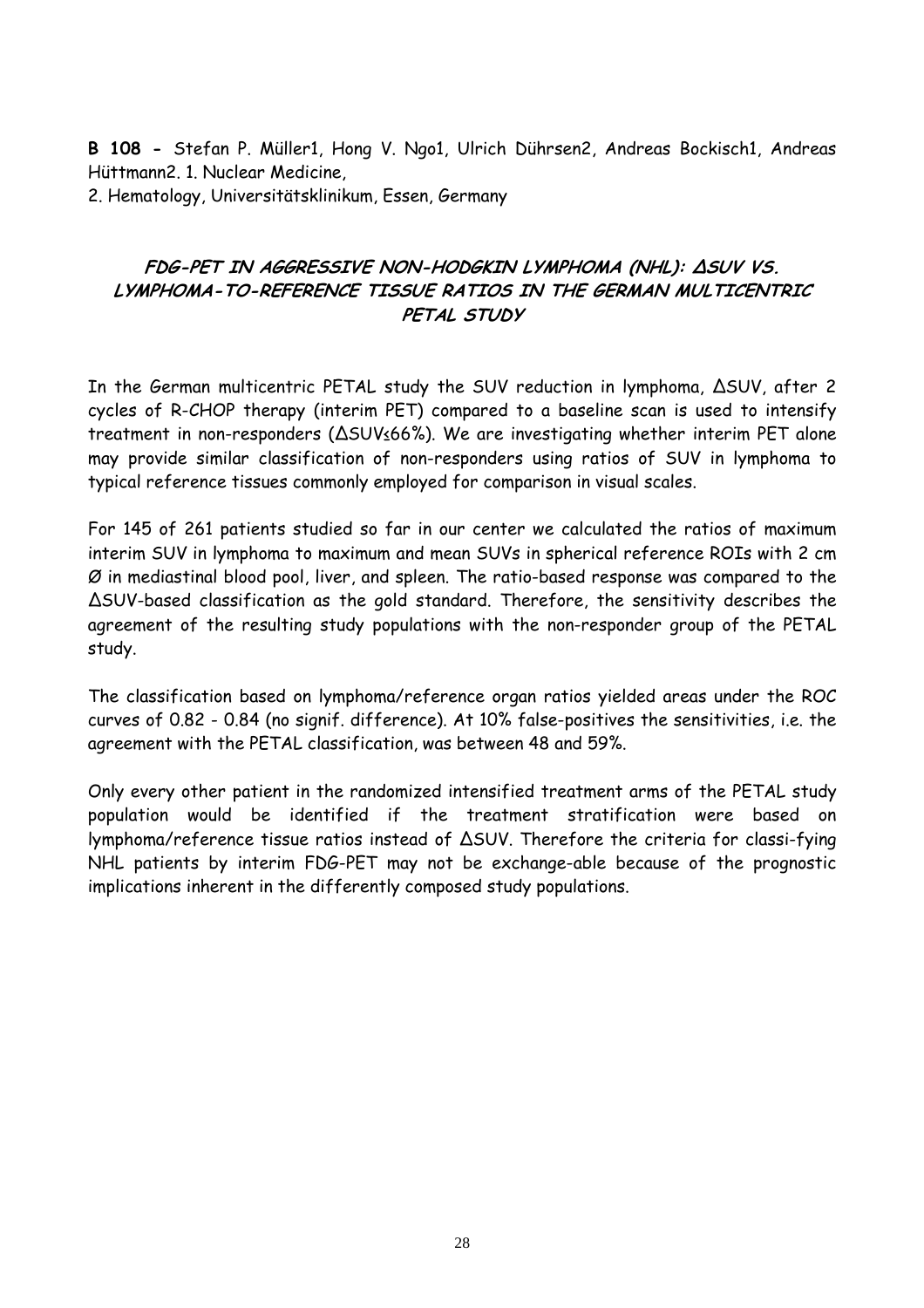**B 108 -** Stefan P. Müller1, Hong V. Ngo1, Ulrich Dührsen2, Andreas Bockisch1, Andreas Hüttmann2. 1. Nuclear Medicine,
2. Hematology, Universitätsklinikum, Essen, Germany

## ***FDG-PET IN AGGRESSIVE NON-HODGKIN LYMPHOMA (NHL): ΔSUV VS. LYMPHOMA-TO-REFERENCE TISSUE RATIOS IN THE GERMAN MULTICENTRIC PETAL STUDY***

In the German multicentric PETAL study the SUV reduction in lymphoma, ΔSUV, after 2 cycles of R-CHOP therapy (interim PET) compared to a baseline scan is used to intensify treatment in non-responders (ΔSUV≤66%). We are investigating whether interim PET alone may provide similar classification of non-responders using ratios of SUV in lymphoma to typical reference tissues commonly employed for comparison in visual scales.

For 145 of 261 patients studied so far in our center we calculated the ratios of maximum interim SUV in lymphoma to maximum and mean SUVs in spherical reference ROIs with 2 cm Ø in mediastinal blood pool, liver, and spleen. The ratio-based response was compared to the ΔSUV-based classification as the gold standard. Therefore, the sensitivity describes the agreement of the resulting study populations with the non-responder group of the PETAL study.

The classification based on lymphoma/reference organ ratios yielded areas under the ROC curves of 0.82 - 0.84 (no signif. difference). At 10% false-positives the sensitivities, i.e. the agreement with the PETAL classification, was between 48 and 59%.

Only every other patient in the randomized intensified treatment arms of the PETAL study population would be identified if the treatment stratification were based on lymphoma/reference tissue ratios instead of ΔSUV. Therefore the criteria for classi-fying NHL patients by interim FDG-PET may not be exchange-able because of the prognostic implications inherent in the differently composed study populations.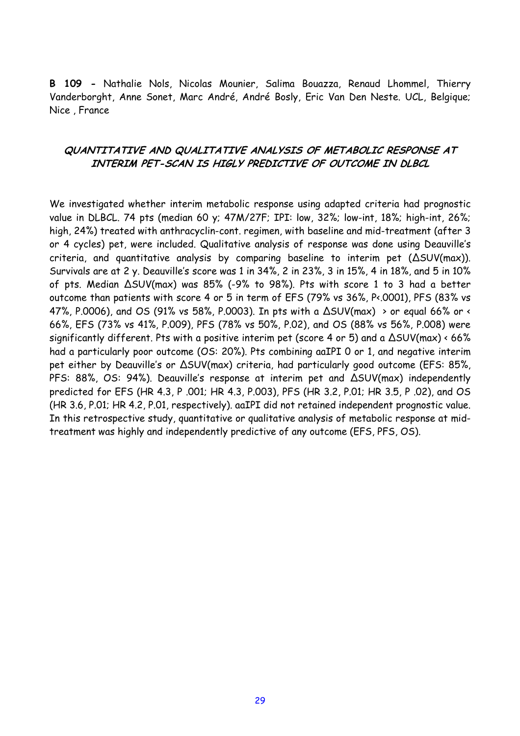**B 109 -** Nathalie Nols, Nicolas Mounier, Salima Bouazza, Renaud Lhommel, Thierry Vanderborght, Anne Sonet, Marc André, André Bosly, Eric Van Den Neste. UCL, Belgique; Nice , France

### *QUANTITATIVE AND QUALITATIVE ANALYSIS OF METABOLIC RESPONSE AT INTERIM PET-SCAN IS HIGLY PREDICTIVE OF OUTCOME IN DLBCL*

We investigated whether interim metabolic response using adapted criteria had prognostic value in DLBCL. 74 pts (median 60 y; 47M/27F; IPI: low, 32%; low-int, 18%; high-int, 26%; high, 24%) treated with anthracyclin-cont. regimen, with baseline and mid-treatment (after 3 or 4 cycles) pet, were included. Qualitative analysis of response was done using Deauville's criteria, and quantitative analysis by comparing baseline to interim pet ($\Delta$SUV(max)). Survivals are at 2 y. Deauville's score was 1 in 34%, 2 in 23%, 3 in 15%, 4 in 18%, and 5 in 10% of pts. Median $\Delta$SUV(max) was 85% (-9% to 98%). Pts with score 1 to 3 had a better outcome than patients with score 4 or 5 in term of EFS (79% vs 36%, P<.0001), PFS (83% vs 47%, P.0006), and OS (91% vs 58%, P.0003). In pts with a $\Delta$SUV(max) > or equal 66% or < 66%, EFS (73% vs 41%, P.009), PFS (78% vs 50%, P.02), and OS (88% vs 56%, P.008) were significantly different. Pts with a positive interim pet (score 4 or 5) and a $\Delta$SUV(max) < 66% had a particularly poor outcome (OS: 20%). Pts combining aaIPI 0 or 1, and negative interim pet either by Deauville's or $\Delta$SUV(max) criteria, had particularly good outcome (EFS: 85%, PFS: 88%, OS: 94%). Deauville's response at interim pet and $\Delta$SUV(max) independently predicted for EFS (HR 4.3, P .001; HR 4.3, P.003), PFS (HR 3.2, P.01; HR 3.5, P .02), and OS (HR 3.6, P.01; HR 4.2, P.01, respectively). aaIPI did not retained independent prognostic value. In this retrospective study, quantitative or qualitative analysis of metabolic response at mid-treatment was highly and independently predictive of any outcome (EFS, PFS, OS).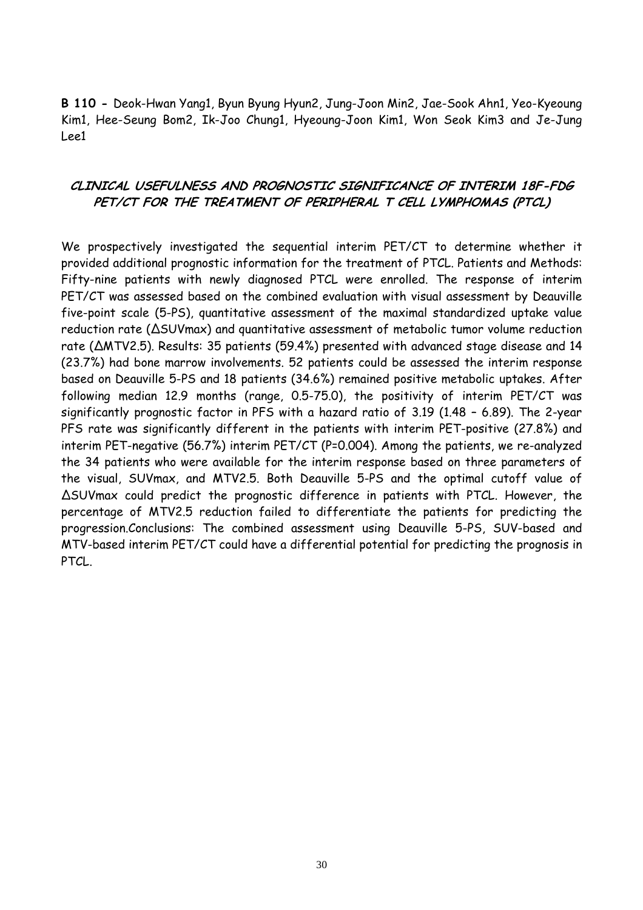**B 110 -** Deok-Hwan Yang1, Byun Byung Hyun2, Jung-Joon Min2, Jae-Sook Ahn1, Yeo-Kyeoung Kim1, Hee-Seung Bom2, Ik-Joo Chung1, Hyeoung-Joon Kim1, Won Seok Kim3 and Je-Jung Lee1

## CLINICAL USEFULNESS AND PROGNOSTIC SIGNIFICANCE OF INTERIM 18F-FDG PET/CT FOR THE TREATMENT OF PERIPHERAL T CELL LYMPHOMAS (PTCL)

We prospectively investigated the sequential interim PET/CT to determine whether it provided additional prognostic information for the treatment of PTCL. Patients and Methods: Fifty-nine patients with newly diagnosed PTCL were enrolled. The response of interim PET/CT was assessed based on the combined evaluation with visual assessment by Deauville five-point scale (5-PS), quantitative assessment of the maximal standardized uptake value reduction rate (ΔSUVmax) and quantitative assessment of metabolic tumor volume reduction rate (ΔMTV2.5). Results: 35 patients (59.4%) presented with advanced stage disease and 14 (23.7%) had bone marrow involvements. 52 patients could be assessed the interim response based on Deauville 5-PS and 18 patients (34.6%) remained positive metabolic uptakes. After following median 12.9 months (range, 0.5-75.0), the positivity of interim PET/CT was significantly prognostic factor in PFS with a hazard ratio of 3.19 (1.48 – 6.89). The 2-year PFS rate was significantly different in the patients with interim PET-positive (27.8%) and interim PET-negative (56.7%) interim PET/CT (P=0.004). Among the patients, we re-analyzed the 34 patients who were available for the interim response based on three parameters of the visual, SUVmax, and MTV2.5. Both Deauville 5-PS and the optimal cutoff value of ΔSUVmax could predict the prognostic difference in patients with PTCL. However, the percentage of MTV2.5 reduction failed to differentiate the patients for predicting the progression.Conclusions: The combined assessment using Deauville 5-PS, SUV-based and MTV-based interim PET/CT could have a differential potential for predicting the prognosis in PTCL.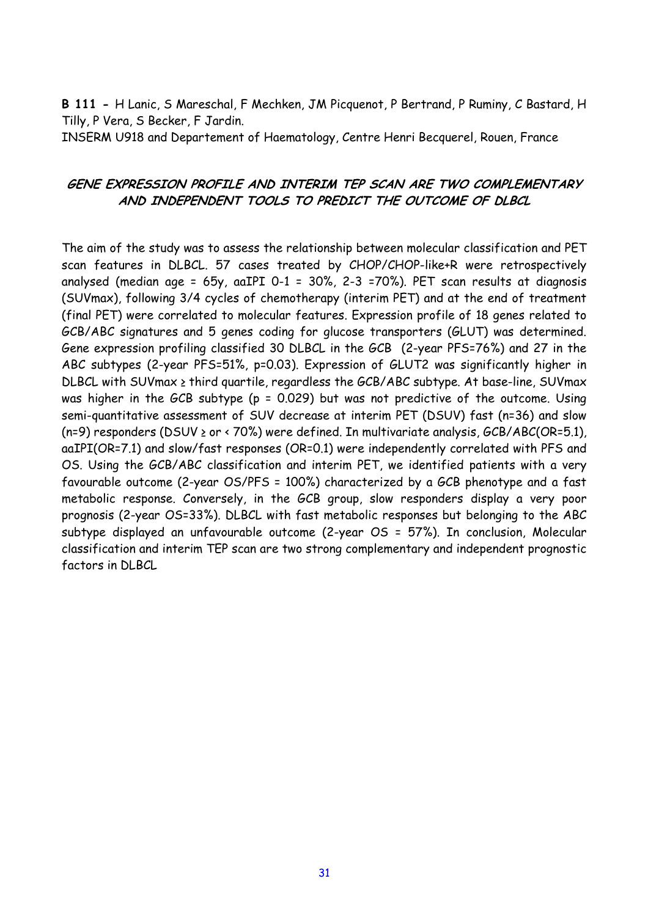**B 111 -** H Lanic, S Mareschal, F Mechken, JM Picquenot, P Bertrand, P Ruminy, C Bastard, H Tilly, P Vera, S Becker, F Jardin.

INSERM U918 and Departement of Haematology, Centre Henri Becquerel, Rouen, France

## *GENE EXPRESSION PROFILE AND INTERIM TEP SCAN ARE TWO COMPLEMENTARY AND INDEPENDENT TOOLS TO PREDICT THE OUTCOME OF DLBCL*

The aim of the study was to assess the relationship between molecular classification and PET scan features in DLBCL. 57 cases treated by CHOP/CHOP-like+R were retrospectively analysed (median age = 65y, aaIPI 0-1 = 30%, 2-3 =70%). PET scan results at diagnosis (SUVmax), following 3/4 cycles of chemotherapy (interim PET) and at the end of treatment (final PET) were correlated to molecular features. Expression profile of 18 genes related to GCB/ABC signatures and 5 genes coding for glucose transporters (GLUT) was determined. Gene expression profiling classified 30 DLBCL in the GCB (2-year PFS=76%) and 27 in the ABC subtypes (2-year PFS=51%, p=0.03). Expression of GLUT2 was significantly higher in DLBCL with SUVmax ≥ third quartile, regardless the GCB/ABC subtype. At base-line, SUVmax was higher in the GCB subtype (p = 0.029) but was not predictive of the outcome. Using semi-quantitative assessment of SUV decrease at interim PET (DSUV) fast (n=36) and slow (n=9) responders (DSUV ≥ or < 70%) were defined. In multivariate analysis, GCB/ABC(OR=5.1), aaIPI(OR=7.1) and slow/fast responses (OR=0.1) were independently correlated with PFS and OS. Using the GCB/ABC classification and interim PET, we identified patients with a very favourable outcome (2-year OS/PFS = 100%) characterized by a GCB phenotype and a fast metabolic response. Conversely, in the GCB group, slow responders display a very poor prognosis (2-year OS=33%). DLBCL with fast metabolic responses but belonging to the ABC subtype displayed an unfavourable outcome (2-year OS = 57%). In conclusion, Molecular classification and interim TEP scan are two strong complementary and independent prognostic factors in DLBCL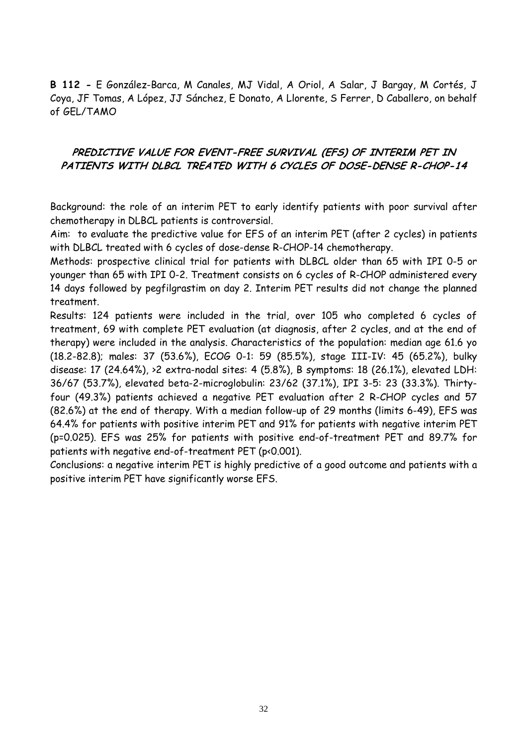**B 112 -** E González-Barca, M Canales, MJ Vidal, A Oriol, A Salar, J Bargay, M Cortés, J Coya, JF Tomas, A López, JJ Sánchez, E Donato, A Llorente, S Ferrer, D Caballero, on behalf of GEL/TAMO

## *PREDICTIVE VALUE FOR EVENT-FREE SURVIVAL (EFS) OF INTERIM PET IN PATIENTS WITH DLBCL TREATED WITH 6 CYCLES OF DOSE-DENSE R-CHOP-14*

Background: the role of an interim PET to early identify patients with poor survival after chemotherapy in DLBCL patients is controversial.

Aim: to evaluate the predictive value for EFS of an interim PET (after 2 cycles) in patients with DLBCL treated with 6 cycles of dose-dense R-CHOP-14 chemotherapy.

Methods: prospective clinical trial for patients with DLBCL older than 65 with IPI 0-5 or younger than 65 with IPI 0-2. Treatment consists on 6 cycles of R-CHOP administered every 14 days followed by pegfilgrastim on day 2. Interim PET results did not change the planned treatment.

Results: 124 patients were included in the trial, over 105 who completed 6 cycles of treatment, 69 with complete PET evaluation (at diagnosis, after 2 cycles, and at the end of therapy) were included in the analysis. Characteristics of the population: median age 61.6 yo (18.2-82.8); males: 37 (53.6%), ECOG 0-1: 59 (85.5%), stage III-IV: 45 (65.2%), bulky disease: 17 (24.64%), >2 extra-nodal sites: 4 (5.8%), B symptoms: 18 (26.1%), elevated LDH: 36/67 (53.7%), elevated beta-2-microglobulin: 23/62 (37.1%), IPI 3-5: 23 (33.3%). Thirty-four (49.3%) patients achieved a negative PET evaluation after 2 R-CHOP cycles and 57 (82.6%) at the end of therapy. With a median follow-up of 29 months (limits 6-49), EFS was 64.4% for patients with positive interim PET and 91% for patients with negative interim PET ($p=0.025$). EFS was 25% for patients with positive end-of-treatment PET and 89.7% for patients with negative end-of-treatment PET ($p<0.001$).

Conclusions: a negative interim PET is highly predictive of a good outcome and patients with a positive interim PET have significantly worse EFS.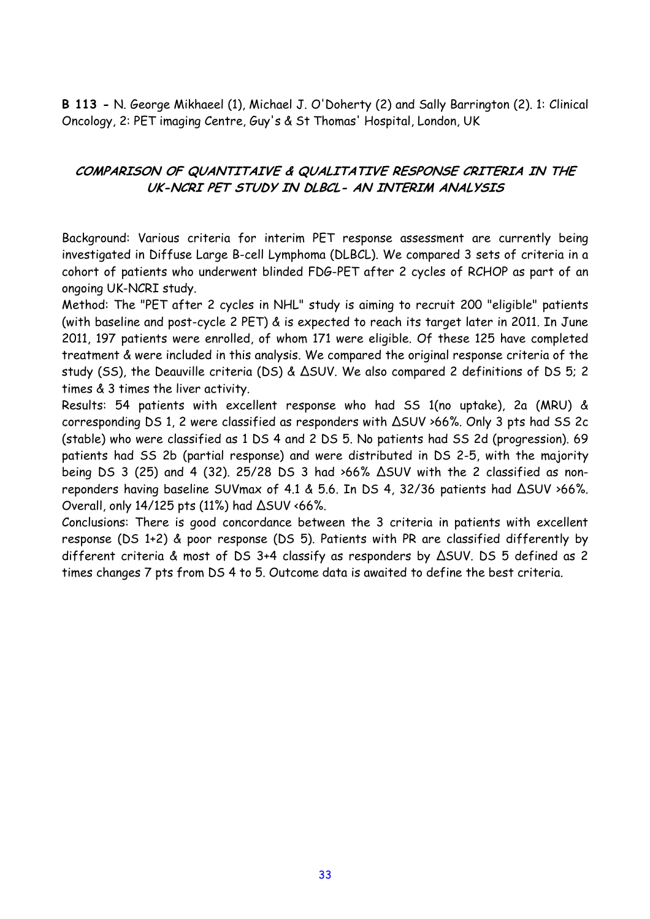**B 113 -** N. George Mikhaeel (1), Michael J. O'Doherty (2) and Sally Barrington (2). 1: Clinical Oncology, 2: PET imaging Centre, Guy's & St Thomas' Hospital, London, UK

## COMPARISON OF QUANTITAIVE & QUALITATIVE RESPONSE CRITERIA IN THE UK-NCRI PET STUDY IN DLBCL- AN INTERIM ANALYSIS

Background: Various criteria for interim PET response assessment are currently being investigated in Diffuse Large B-cell Lymphoma (DLBCL). We compared 3 sets of criteria in a cohort of patients who underwent blinded FDG-PET after 2 cycles of RCHOP as part of an ongoing UK-NCRI study.

Method: The "PET after 2 cycles in NHL" study is aiming to recruit 200 "eligible" patients (with baseline and post-cycle 2 PET) & is expected to reach its target later in 2011. In June 2011, 197 patients were enrolled, of whom 171 were eligible. Of these 125 have completed treatment & were included in this analysis. We compared the original response criteria of the study (SS), the Deauville criteria (DS) & ΔSUV. We also compared 2 definitions of DS 5; 2 times & 3 times the liver activity.

Results: 54 patients with excellent response who had SS 1(no uptake), 2a (MRU) & corresponding DS 1, 2 were classified as responders with ΔSUV >66%. Only 3 pts had SS 2c (stable) who were classified as 1 DS 4 and 2 DS 5. No patients had SS 2d (progression). 69 patients had SS 2b (partial response) and were distributed in DS 2-5, with the majority being DS 3 (25) and 4 (32). 25/28 DS 3 had >66% ΔSUV with the 2 classified as non-reponders having baseline SUVmax of 4.1 & 5.6. In DS 4, 32/36 patients had ΔSUV >66%. Overall, only 14/125 pts (11%) had ΔSUV <66%.

Conclusions: There is good concordance between the 3 criteria in patients with excellent response (DS 1+2) & poor response (DS 5). Patients with PR are classified differently by different criteria & most of DS 3+4 classify as responders by ΔSUV. DS 5 defined as 2 times changes 7 pts from DS 4 to 5. Outcome data is awaited to define the best criteria.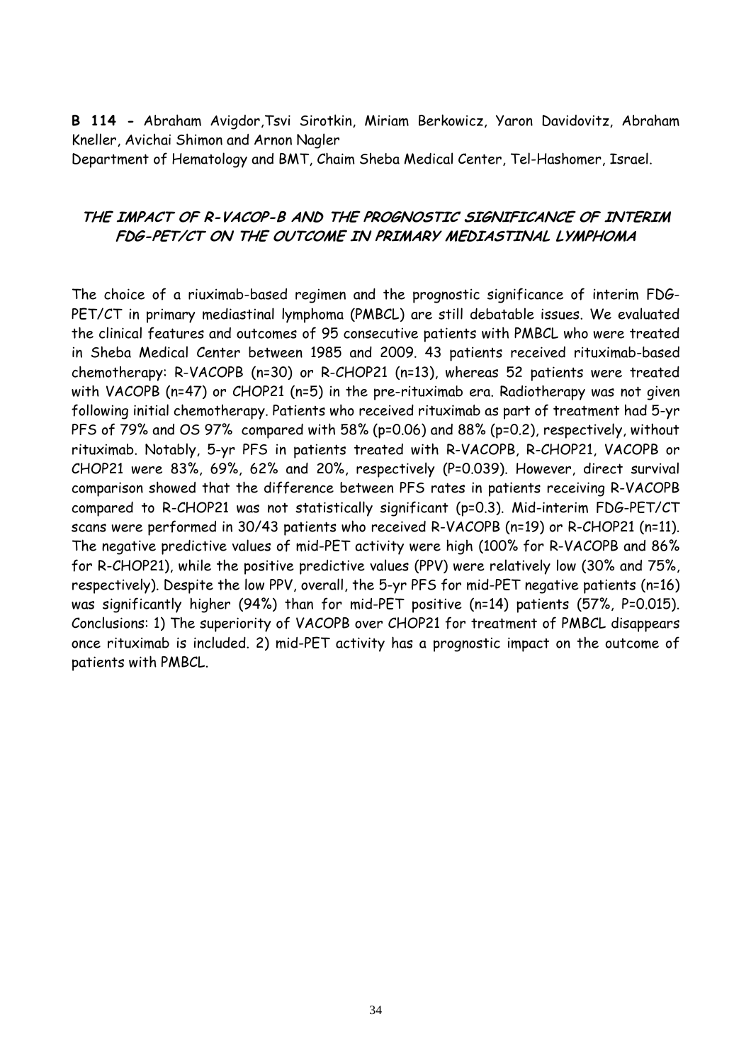**B 114 -** Abraham Avigdor,Tsvi Sirotkin, Miriam Berkowicz, Yaron Davidovitz, Abraham Kneller, Avichai Shimon and Arnon Nagler

Department of Hematology and BMT, Chaim Sheba Medical Center, Tel-Hashomer, Israel.

## THE IMPACT OF R-VACOP-B AND THE PROGNOSTIC SIGNIFICANCE OF INTERIM FDG-PET/CT ON THE OUTCOME IN PRIMARY MEDIASTINAL LYMPHOMA

The choice of a riuximab-based regimen and the prognostic significance of interim FDG-PET/CT in primary mediastinal lymphoma (PMBCL) are still debatable issues. We evaluated the clinical features and outcomes of 95 consecutive patients with PMBCL who were treated in Sheba Medical Center between 1985 and 2009. 43 patients received rituximab-based chemotherapy: R-VACOPB (n=30) or R-CHOP21 (n=13), whereas 52 patients were treated with VACOPB (n=47) or CHOP21 (n=5) in the pre-rituximab era. Radiotherapy was not given following initial chemotherapy. Patients who received rituximab as part of treatment had 5-yr PFS of 79% and OS 97% compared with 58% (p=0.06) and 88% (p=0.2), respectively, without rituximab. Notably, 5-yr PFS in patients treated with R-VACOPB, R-CHOP21, VACOPB or CHOP21 were 83%, 69%, 62% and 20%, respectively (P=0.039). However, direct survival comparison showed that the difference between PFS rates in patients receiving R-VACOPB compared to R-CHOP21 was not statistically significant (p=0.3). Mid-interim FDG-PET/CT scans were performed in 30/43 patients who received R-VACOPB (n=19) or R-CHOP21 (n=11). The negative predictive values of mid-PET activity were high (100% for R-VACOPB and 86% for R-CHOP21), while the positive predictive values (PPV) were relatively low (30% and 75%, respectively). Despite the low PPV, overall, the 5-yr PFS for mid-PET negative patients (n=16) was significantly higher (94%) than for mid-PET positive (n=14) patients (57%, P=0.015). Conclusions: 1) The superiority of VACOPB over CHOP21 for treatment of PMBCL disappears once rituximab is included. 2) mid-PET activity has a prognostic impact on the outcome of patients with PMBCL.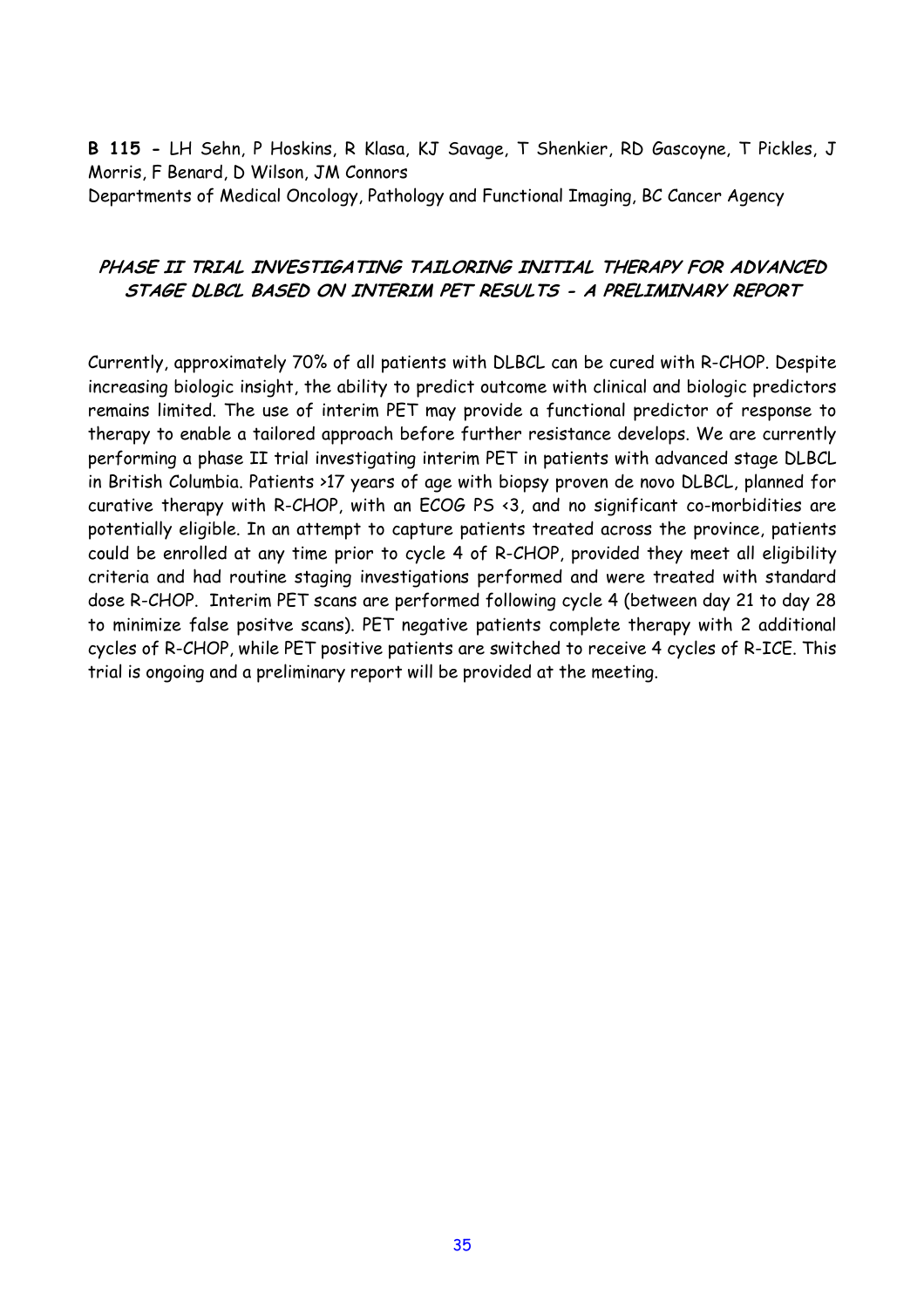**B 115 -** LH Sehn, P Hoskins, R Klasa, KJ Savage, T Shenkier, RD Gascoyne, T Pickles, J Morris, F Benard, D Wilson, JM Connors

Departments of Medical Oncology, Pathology and Functional Imaging, BC Cancer Agency

## *PHASE II TRIAL INVESTIGATING TAILORING INITIAL THERAPY FOR ADVANCED STAGE DLBCL BASED ON INTERIM PET RESULTS - A PRELIMINARY REPORT*

Currently, approximately 70% of all patients with DLBCL can be cured with R-CHOP. Despite increasing biologic insight, the ability to predict outcome with clinical and biologic predictors remains limited. The use of interim PET may provide a functional predictor of response to therapy to enable a tailored approach before further resistance develops. We are currently performing a phase II trial investigating interim PET in patients with advanced stage DLBCL in British Columbia. Patients >17 years of age with biopsy proven de novo DLBCL, planned for curative therapy with R-CHOP, with an ECOG PS <3, and no significant co-morbidities are potentially eligible. In an attempt to capture patients treated across the province, patients could be enrolled at any time prior to cycle 4 of R-CHOP, provided they meet all eligibility criteria and had routine staging investigations performed and were treated with standard dose R-CHOP. Interim PET scans are performed following cycle 4 (between day 21 to day 28 to minimize false positve scans). PET negative patients complete therapy with 2 additional cycles of R-CHOP, while PET positive patients are switched to receive 4 cycles of R-ICE. This trial is ongoing and a preliminary report will be provided at the meeting.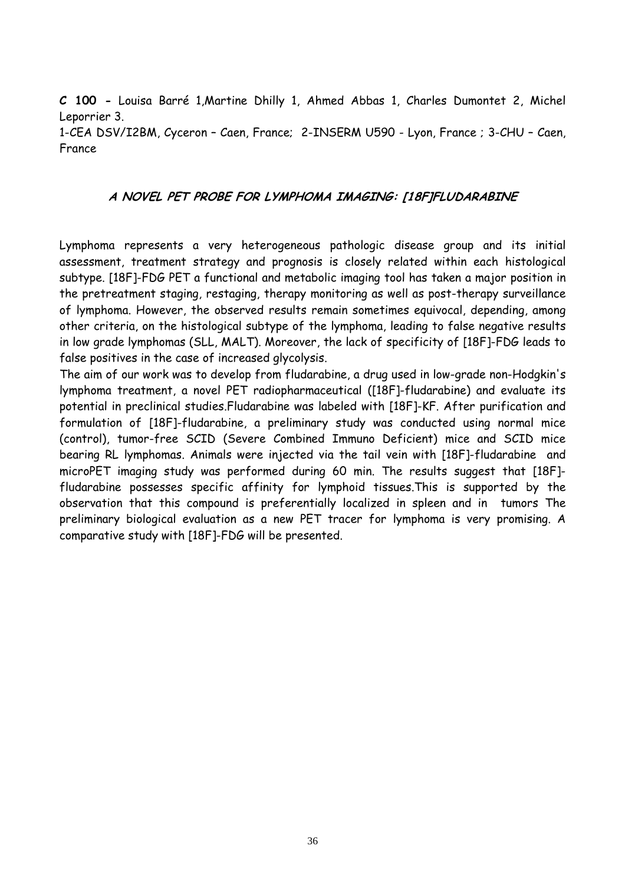**C 100 -** Louisa Barré 1,Martine Dhilly 1, Ahmed Abbas 1, Charles Dumontet 2, Michel Leporrier 3.

1-CEA DSV/I2BM, Cyceron – Caen, France; 2-INSERM U590 - Lyon, France ; 3-CHU – Caen, France

## A NOVEL PET PROBE FOR LYMPHOMA IMAGING: [18F]FLUDARABINE

Lymphoma represents a very heterogeneous pathologic disease group and its initial assessment, treatment strategy and prognosis is closely related within each histological subtype. [18F]-FDG PET a functional and metabolic imaging tool has taken a major position in the pretreatment staging, restaging, therapy monitoring as well as post-therapy surveillance of lymphoma. However, the observed results remain sometimes equivocal, depending, among other criteria, on the histological subtype of the lymphoma, leading to false negative results in low grade lymphomas (SLL, MALT). Moreover, the lack of specificity of [18F]-FDG leads to false positives in the case of increased glycolysis.

The aim of our work was to develop from fludarabine, a drug used in low-grade non-Hodgkin's lymphoma treatment, a novel PET radiopharmaceutical ([18F]-fludarabine) and evaluate its potential in preclinical studies.Fludarabine was labeled with [18F]-KF. After purification and formulation of [18F]-fludarabine, a preliminary study was conducted using normal mice (control), tumor-free SCID (Severe Combined Immuno Deficient) mice and SCID mice bearing RL lymphomas. Animals were injected via the tail vein with [18F]-fludarabine and microPET imaging study was performed during 60 min. The results suggest that [18F]-fludarabine possesses specific affinity for lymphoid tissues.This is supported by the observation that this compound is preferentially localized in spleen and in tumors The preliminary biological evaluation as a new PET tracer for lymphoma is very promising. A comparative study with [18F]-FDG will be presented.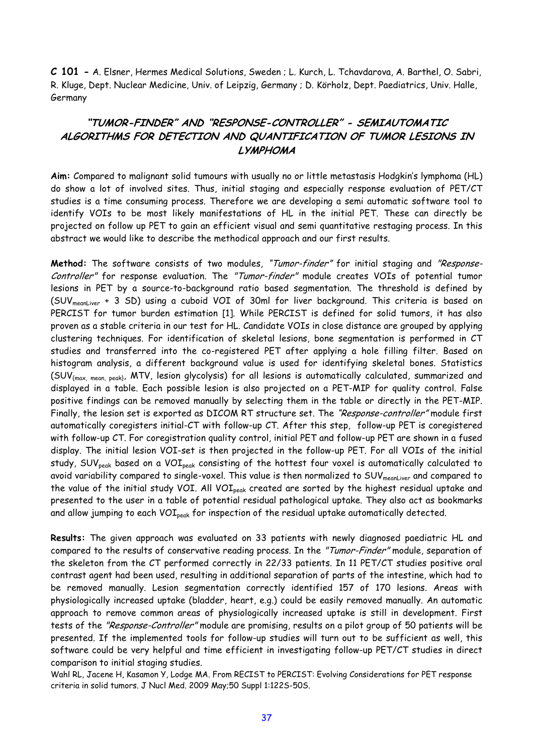**C 101 -** A. Elsner, Hermes Medical Solutions, Sweden ; L. Kurch, L. Tchavdarova, A. Barthel, O. Sabri, R. Kluge, Dept. Nuclear Medicine, Univ. of Leipzig, Germany ; D. Körholz, Dept. Paediatrics, Univ. Halle, Germany

## *"TUMOR-FINDER" AND "RESPONSE-CONTROLLER" - SEMIAUTOMATIC ALGORITHMS FOR DETECTION AND QUANTIFICATION OF TUMOR LESIONS IN LYMPHOMA*

**Aim:** Compared to malignant solid tumours with usually no or little metastasis Hodgkin's lymphoma (HL) do show a lot of involved sites. Thus, initial staging and especially response evaluation of PET/CT studies is a time consuming process. Therefore we are developing a semi automatic software tool to identify VOIs to be most likely manifestations of HL in the initial PET. These can directly be projected on follow up PET to gain an efficient visual and semi quantitative restaging process. In this abstract we would like to describe the methodical approach and our first results.

**Method:** The software consists of two modules, *"Tumor-finder"* for initial staging and *"Response-Controller"* for response evaluation. The *"Tumor-finder"* module creates VOIs of potential tumor lesions in PET by a source-to-background ratio based segmentation. The threshold is defined by ($SUV_{meanLiver}$ + 3 SD) using a cuboid VOI of 30ml for liver background. This criteria is based on PERCIST for tumor burden estimation [1]. While PERCIST is defined for solid tumors, it has also proven as a stable criteria in our test for HL. Candidate VOIs in close distance are grouped by applying clustering techniques. For identification of skeletal lesions, bone segmentation is performed in CT studies and transferred into the co-registered PET after applying a hole filling filter. Based on histogram analysis, a different background value is used for identifying skeletal bones. Statistics ($SUV_{\{max,\ mean,\ peak\}}$, MTV, lesion glycolysis) for all lesions is automatically calculated, summarized and displayed in a table. Each possible lesion is also projected on a PET-MIP for quality control. False positive findings can be removed manually by selecting them in the table or directly in the PET-MIP. Finally, the lesion set is exported as DICOM RT structure set. The *"Response-controller"* module first automatically coregisters initial-CT with follow-up CT. After this step, follow-up PET is coregistered with follow-up CT. For coregistration quality control, initial PET and follow-up PET are shown in a fused display. The initial lesion VOI-set is then projected in the follow-up PET. For all VOIs of the initial study, $SUV_{peak}$ based on a $VOI_{peak}$ consisting of the hottest four voxel is automatically calculated to avoid variability compared to single-voxel. This value is then normalized to $SUV_{meanLiver}$ and compared to the value of the initial study VOI. All $VOI_{peak}$ created are sorted by the highest residual uptake and presented to the user in a table of potential residual pathological uptake. They also act as bookmarks and allow jumping to each $VOI_{peak}$ for inspection of the residual uptake automatically detected.

**Results:** The given approach was evaluated on 33 patients with newly diagnosed paediatric HL and compared to the results of conservative reading process. In the *"Tumor-Finder"* module, separation of the skeleton from the CT performed correctly in 22/33 patients. In 11 PET/CT studies positive oral contrast agent had been used, resulting in additional separation of parts of the intestine, which had to be removed manually. Lesion segmentation correctly identified 157 of 170 lesions. Areas with physiologically increased uptake (bladder, heart, e.g.) could be easily removed manually. An automatic approach to remove common areas of physiologically increased uptake is still in development. First tests of the *"Response-Controller"* module are promising, results on a pilot group of 50 patients will be presented. If the implemented tools for follow-up studies will turn out to be sufficient as well, this software could be very helpful and time efficient in investigating follow-up PET/CT studies in direct comparison to initial staging studies.

Wahl RL, Jacene H, Kasamon Y, Lodge MA. From RECIST to PERCIST: Evolving Considerations for PET response criteria in solid tumors. J Nucl Med. 2009 May;50 Suppl 1:122S-50S.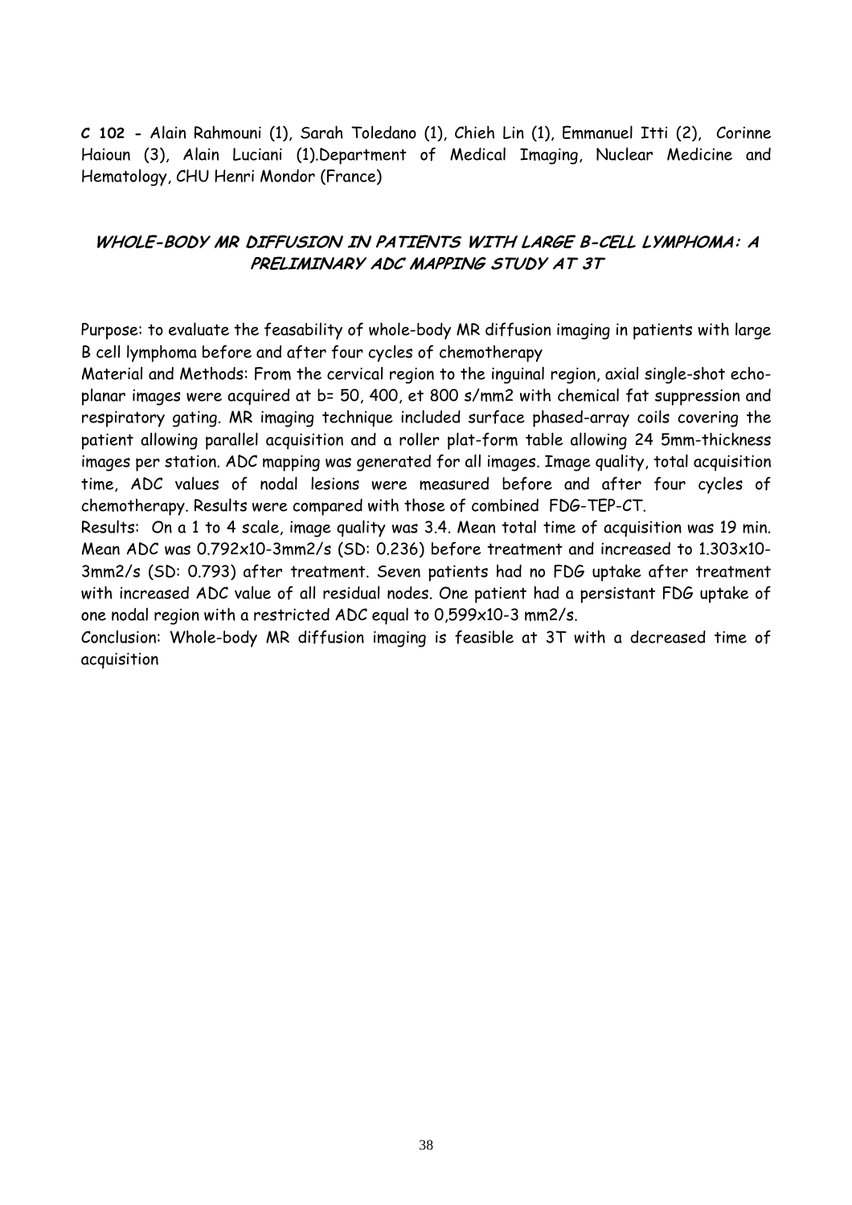**C 102 -** Alain Rahmouni (1), Sarah Toledano (1), Chieh Lin (1), Emmanuel Itti (2), Corinne Haioun (3), Alain Luciani (1).Department of Medical Imaging, Nuclear Medicine and Hematology, CHU Henri Mondor (France)

## *WHOLE-BODY MR DIFFUSION IN PATIENTS WITH LARGE B-CELL LYMPHOMA: A PRELIMINARY ADC MAPPING STUDY AT 3T*

Purpose: to evaluate the feasability of whole-body MR diffusion imaging in patients with large B cell lymphoma before and after four cycles of chemotherapy

Material and Methods: From the cervical region to the inguinal region, axial single-shot echo-planar images were acquired at b= 50, 400, et 800 s/mm2 with chemical fat suppression and respiratory gating. MR imaging technique included surface phased-array coils covering the patient allowing parallel acquisition and a roller plat-form table allowing 24 5mm-thickness images per station. ADC mapping was generated for all images. Image quality, total acquisition time, ADC values of nodal lesions were measured before and after four cycles of chemotherapy. Results were compared with those of combined FDG-TEP-CT.

Results: On a 1 to 4 scale, image quality was 3.4. Mean total time of acquisition was 19 min. Mean ADC was 0.792x10-3mm2/s (SD: 0.236) before treatment and increased to 1.303x10-3mm2/s (SD: 0.793) after treatment. Seven patients had no FDG uptake after treatment with increased ADC value of all residual nodes. One patient had a persistant FDG uptake of one nodal region with a restricted ADC equal to 0,599x10-3 mm2/s.

Conclusion: Whole-body MR diffusion imaging is feasible at 3T with a decreased time of acquisition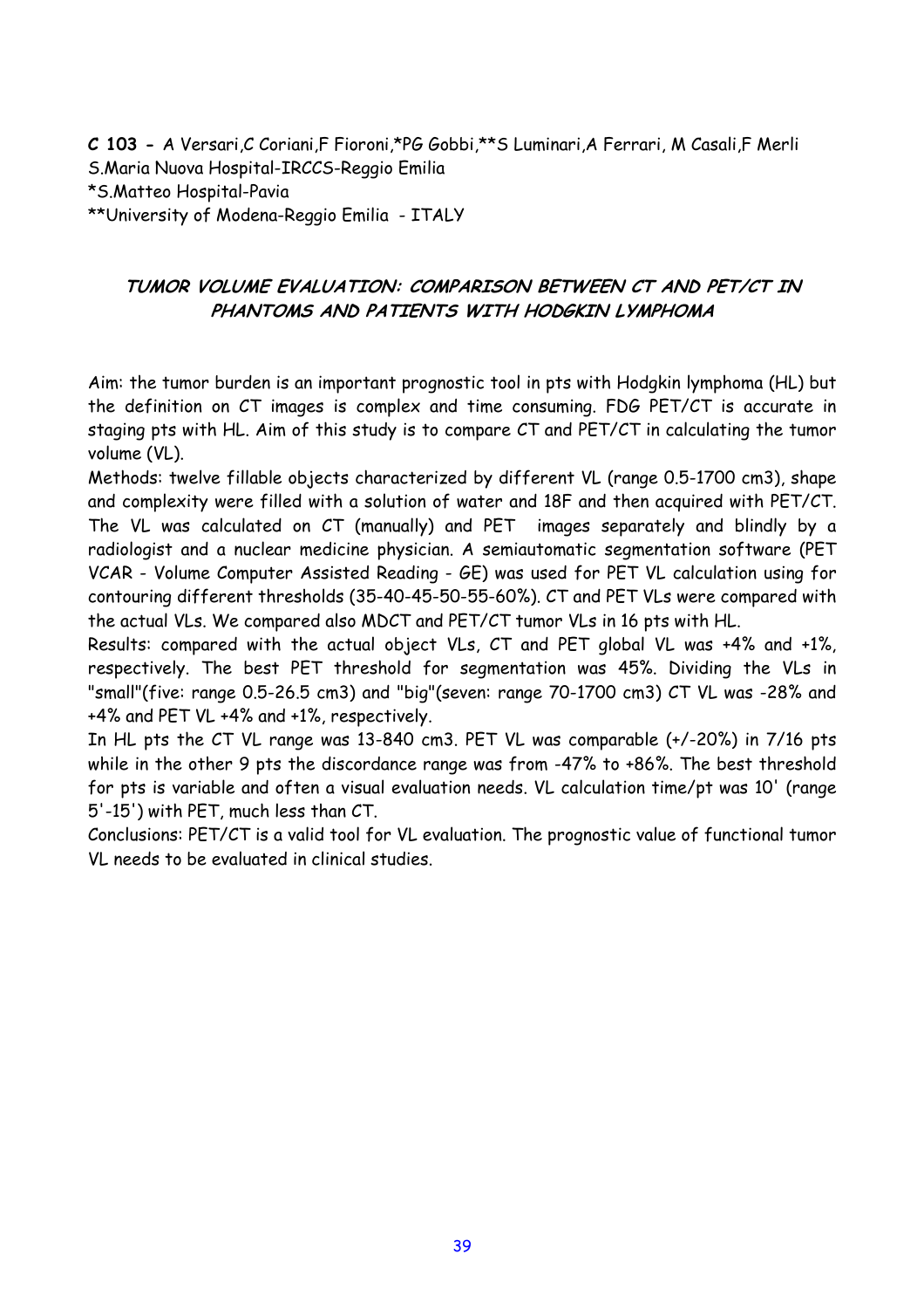**C 103 -** A Versari,C Coriani,F Fioroni,*PG Gobbi,**S Luminari,A Ferrari, M Casali,F Merli
S.Maria Nuova Hospital-IRCCS-Reggio Emilia
*S.Matteo Hospital-Pavia
**University of Modena-Reggio Emilia - ITALY

## TUMOR VOLUME EVALUATION: COMPARISON BETWEEN CT AND PET/CT IN PHANTOMS AND PATIENTS WITH HODGKIN LYMPHOMA

Aim: the tumor burden is an important prognostic tool in pts with Hodgkin lymphoma (HL) but the definition on CT images is complex and time consuming. FDG PET/CT is accurate in staging pts with HL. Aim of this study is to compare CT and PET/CT in calculating the tumor volume (VL).

Methods: twelve fillable objects characterized by different VL (range 0.5-1700 cm3), shape and complexity were filled with a solution of water and 18F and then acquired with PET/CT. The VL was calculated on CT (manually) and PET images separately and blindly by a radiologist and a nuclear medicine physician. A semiautomatic segmentation software (PET VCAR - Volume Computer Assisted Reading - GE) was used for PET VL calculation using for contouring different thresholds (35-40-45-50-55-60%). CT and PET VLs were compared with the actual VLs. We compared also MDCT and PET/CT tumor VLs in 16 pts with HL.

Results: compared with the actual object VLs, CT and PET global VL was +4% and +1%, respectively. The best PET threshold for segmentation was 45%. Dividing the VLs in "small"(five: range 0.5-26.5 cm3) and "big"(seven: range 70-1700 cm3) CT VL was -28% and +4% and PET VL +4% and +1%, respectively.

In HL pts the CT VL range was 13-840 cm3. PET VL was comparable (+/-20%) in 7/16 pts while in the other 9 pts the discordance range was from -47% to +86%. The best threshold for pts is variable and often a visual evaluation needs. VL calculation time/pt was 10' (range 5'-15') with PET, much less than CT.

Conclusions: PET/CT is a valid tool for VL evaluation. The prognostic value of functional tumor VL needs to be evaluated in clinical studies.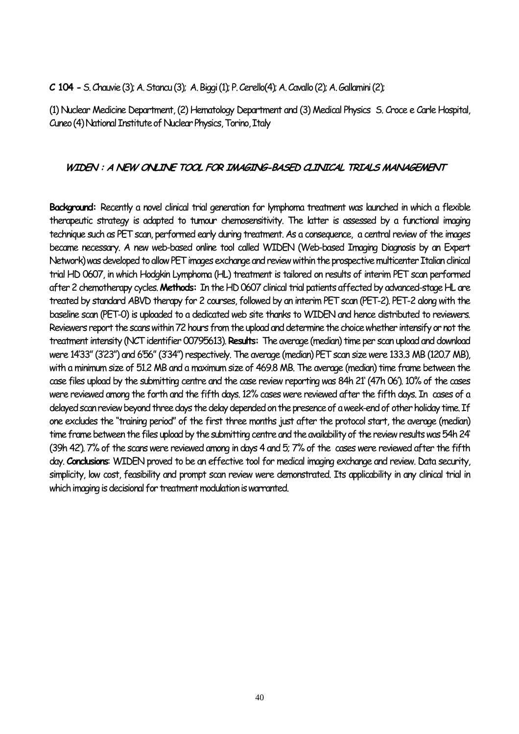**C 104 -** S. Chauvie (3); A. Stancu (3); A. Biggi (1); P. Cerello(4); A. Cavallo (2); A. Gallamini (2);

(1) Nuclear Medicine Department, (2) Hematology Department and (3) Medical Physics S. Croce e Carle Hospital, Cuneo (4) National Institute of Nuclear Physics, Torino, Italy

## WIDEN : A NEW ONLINE TOOL FOR IMAGING-BASED CLINICAL TRIALS MANAGEMENT

**Background:** Recently a novel clinical trial generation for lymphoma treatment was launched in which a flexible therapeutic strategy is adapted to tumour chemosensitivity. The latter is assessed by a functional imaging technique such as PET scan, performed early during treatment. As a consequence, a central review of the images became necessary. A new web-based online tool called WIDEN (Web-based Imaging Diagnosis by an Expert Network) was developed to allow PET images exchange and review within the prospective multicenter Italian clinical trial HD 0607, in which Hodgkin Lymphoma (HL) treatment is tailored on results of interim PET scan performed after 2 chemotherapy cycles. **Methods:** In the HD 0607 clinical trial patients affected by advanced-stage HL are treated by standard ABVD therapy for 2 courses, followed by an interim PET scan (PET-2). PET-2 along with the baseline scan (PET-0) is uploaded to a dedicated web site thanks to WIDEN and hence distributed to reviewers. Reviewers report the scans within 72 hours from the upload and determine the choice whether intensify or not the treatment intensity (NCT identifier 00795613). **Results:** The average (median) time per scan upload and download were 14'33" (3'23") and 6'56" (3'34") respectively. The average (median) PET scan size were 133.3 MB (120.7 MB), with a minimum size of 51.2 MB and a maximum size of 469.8 MB. The average (median) time frame between the case files upload by the submitting centre and the case review reporting was 84h 21' (47h 06'). 10% of the cases were reviewed among the forth and the fifth days. 12% cases were reviewed after the fifth days. In cases of a delayed scan review beyond three days the delay depended on the presence of a week-end of other holiday time. If one excludes the "training period" of the first three months just after the protocol start, the average (median) time frame between the files upload by the submitting centre and the availability of the review results was 54h 24' (39h 42'). 7% of the scans were reviewed among in days 4 and 5; 7% of the cases were reviewed after the fifth day. **Conclusions**: WIDEN proved to be an effective tool for medical imaging exchange and review. Data security, simplicity, low cost, feasibility and prompt scan review were demonstrated. Its applicability in any clinical trial in which imaging is decisional for treatment modulation is warranted.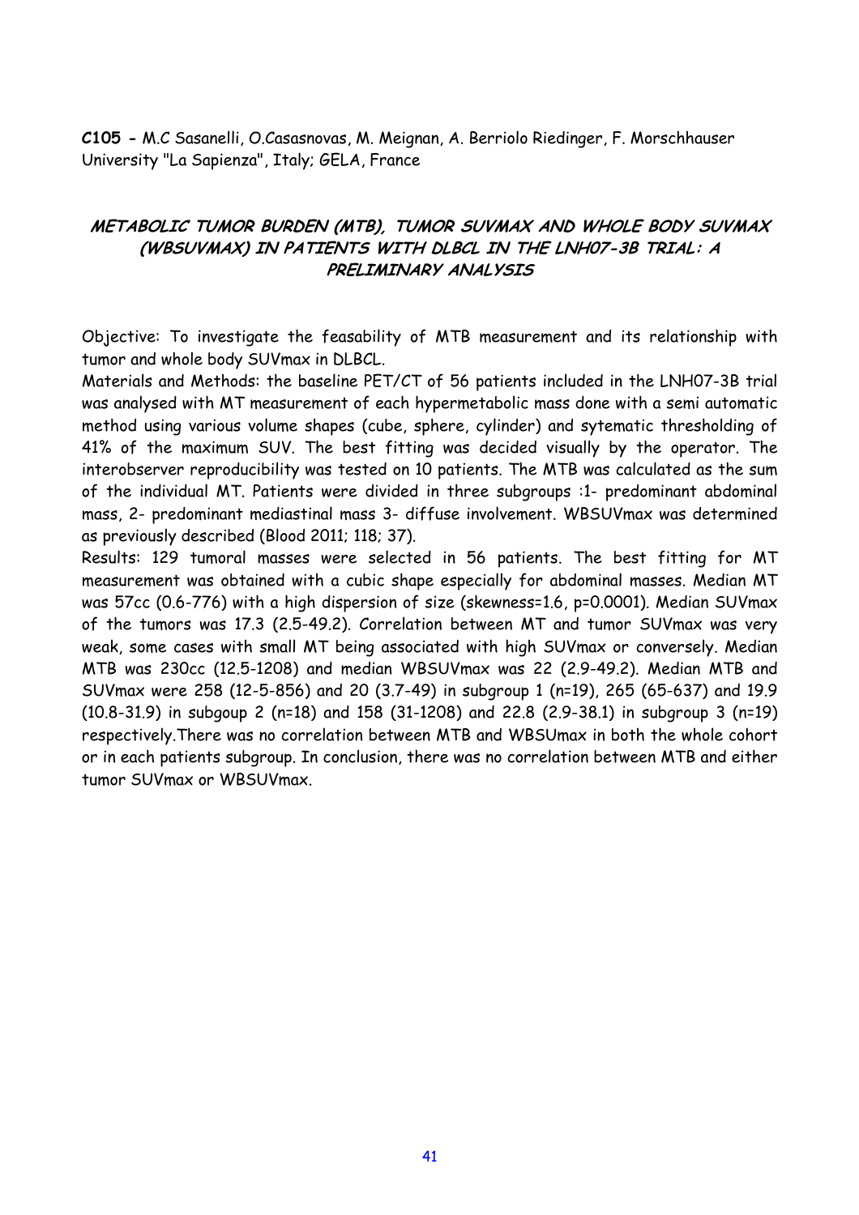**C105 -** M.C Sasanelli, O.Casasnovas, M. Meignan, A. Berriolo Riedinger, F. Morschhauser
University "La Sapienza", Italy; GELA, France

### *METABOLIC TUMOR BURDEN (MTB), TUMOR SUVMAX AND WHOLE BODY SUVMAX (WBSUVMAX) IN PATIENTS WITH DLBCL IN THE LNH07-3B TRIAL: A PRELIMINARY ANALYSIS*

Objective: To investigate the feasability of MTB measurement and its relationship with tumor and whole body SUVmax in DLBCL.

Materials and Methods: the baseline PET/CT of 56 patients included in the LNH07-3B trial was analysed with MT measurement of each hypermetabolic mass done with a semi automatic method using various volume shapes (cube, sphere, cylinder) and sytematic thresholding of 41% of the maximum SUV. The best fitting was decided visually by the operator. The interobserver reproducibility was tested on 10 patients. The MTB was calculated as the sum of the individual MT. Patients were divided in three subgroups :1- predominant abdominal mass, 2- predominant mediastinal mass 3- diffuse involvement. WBSUVmax was determined as previously described (Blood 2011; 118; 37).

Results: 129 tumoral masses were selected in 56 patients. The best fitting for MT measurement was obtained with a cubic shape especially for abdominal masses. Median MT was 57cc (0.6-776) with a high dispersion of size (skewness=1.6, p=0.0001). Median SUVmax of the tumors was 17.3 (2.5-49.2). Correlation between MT and tumor SUVmax was very weak, some cases with small MT being associated with high SUVmax or conversely. Median MTB was 230cc (12.5-1208) and median WBSUVmax was 22 (2.9-49.2). Median MTB and SUVmax were 258 (12-5-856) and 20 (3.7-49) in subgroup 1 (n=19), 265 (65-637) and 19.9 (10.8-31.9) in subgoup 2 (n=18) and 158 (31-1208) and 22.8 (2.9-38.1) in subgroup 3 (n=19) respectively.There was no correlation between MTB and WBSUmax in both the whole cohort or in each patients subgroup. In conclusion, there was no correlation between MTB and either tumor SUVmax or WBSUVmax.